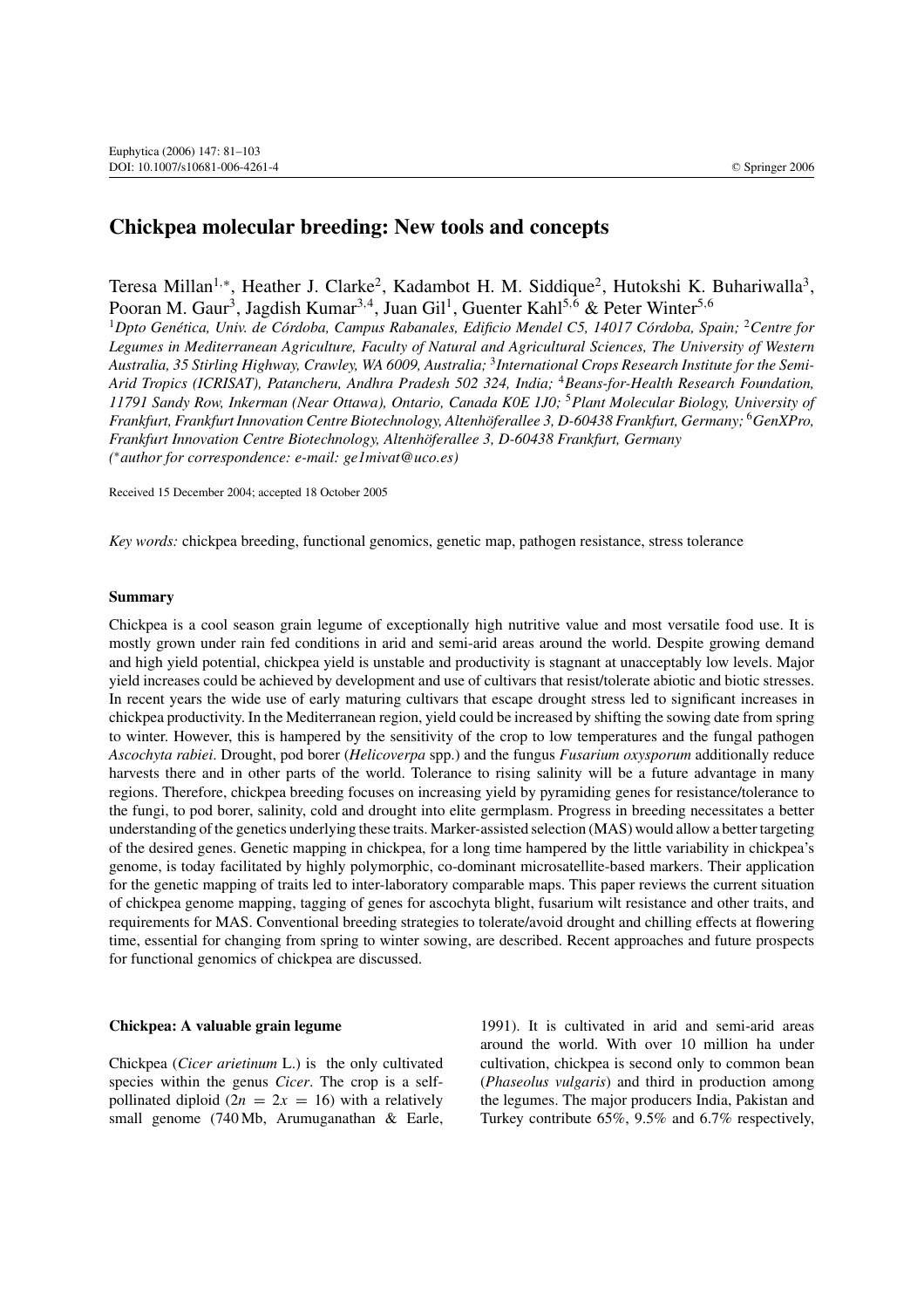# Chickpea molecular breeding: New tools and concepts

Teresa Millan[1,*], Heather J. Clarke[2], Kadambot H. M. Siddique[2], Hutokshi K. Buhariwalla[3], Pooran M. Gaur[3], Jagdish Kumar[3,4], Juan Gil[1], Guenter Kahl[5,6] & Peter Winter[5,6]

[1]*Dpto Genética, Univ. de Córdoba, Campus Rabanales, Edificio Mendel C5, 14017 Córdoba, Spain;* [2]*Centre for Legumes in Mediterranean Agriculture, Faculty of Natural and Agricultural Sciences, The University of Western Australia, 35 Stirling Highway, Crawley, WA 6009, Australia;* [3]*International Crops Research Institute for the Semi-Arid Tropics (ICRISAT), Patancheru, Andhra Pradesh 502 324, India;* [4]*Beans-for-Health Research Foundation, 11791 Sandy Row, Inkerman (Near Ottawa), Ontario, Canada K0E 1J0;* [5]*Plant Molecular Biology, University of Frankfurt, Frankfurt Innovation Centre Biotechnology, Altenhöferallee 3, D-60438 Frankfurt, Germany;* [6]*GenXPro, Frankfurt Innovation Centre Biotechnology, Altenhöferallee 3, D-60438 Frankfurt, Germany*
(*author for correspondence: e-mail: ge1mivat@uco.es)

Received 15 December 2004; accepted 18 October 2005

*Key words:* chickpea breeding, functional genomics, genetic map, pathogen resistance, stress tolerance

## Summary

Chickpea is a cool season grain legume of exceptionally high nutritive value and most versatile food use. It is mostly grown under rain fed conditions in arid and semi-arid areas around the world. Despite growing demand and high yield potential, chickpea yield is unstable and productivity is stagnant at unacceptably low levels. Major yield increases could be achieved by development and use of cultivars that resist/tolerate abiotic and biotic stresses. In recent years the wide use of early maturing cultivars that escape drought stress led to significant increases in chickpea productivity. In the Mediterranean region, yield could be increased by shifting the sowing date from spring to winter. However, this is hampered by the sensitivity of the crop to low temperatures and the fungal pathogen *Ascochyta rabiei*. Drought, pod borer (*Helicoverpa* spp.) and the fungus *Fusarium oxysporum* additionally reduce harvests there and in other parts of the world. Tolerance to rising salinity will be a future advantage in many regions. Therefore, chickpea breeding focuses on increasing yield by pyramiding genes for resistance/tolerance to the fungi, to pod borer, salinity, cold and drought into elite germplasm. Progress in breeding necessitates a better understanding of the genetics underlying these traits. Marker-assisted selection (MAS) would allow a better targeting of the desired genes. Genetic mapping in chickpea, for a long time hampered by the little variability in chickpea's genome, is today facilitated by highly polymorphic, co-dominant microsatellite-based markers. Their application for the genetic mapping of traits led to inter-laboratory comparable maps. This paper reviews the current situation of chickpea genome mapping, tagging of genes for ascochyta blight, fusarium wilt resistance and other traits, and requirements for MAS. Conventional breeding strategies to tolerate/avoid drought and chilling effects at flowering time, essential for changing from spring to winter sowing, are described. Recent approaches and future prospects for functional genomics of chickpea are discussed.

## Chickpea: A valuable grain legume

Chickpea (*Cicer arietinum* L.) is the only cultivated species within the genus *Cicer*. The crop is a self-pollinated diploid ($2n = 2x = 16$) with a relatively small genome (740 Mb, Arumuganathan & Earle, 1991). It is cultivated in arid and semi-arid areas around the world. With over 10 million ha under cultivation, chickpea is second only to common bean (*Phaseolus vulgaris*) and third in production among the legumes. The major producers India, Pakistan and Turkey contribute 65%, 9.5% and 6.7% respectively,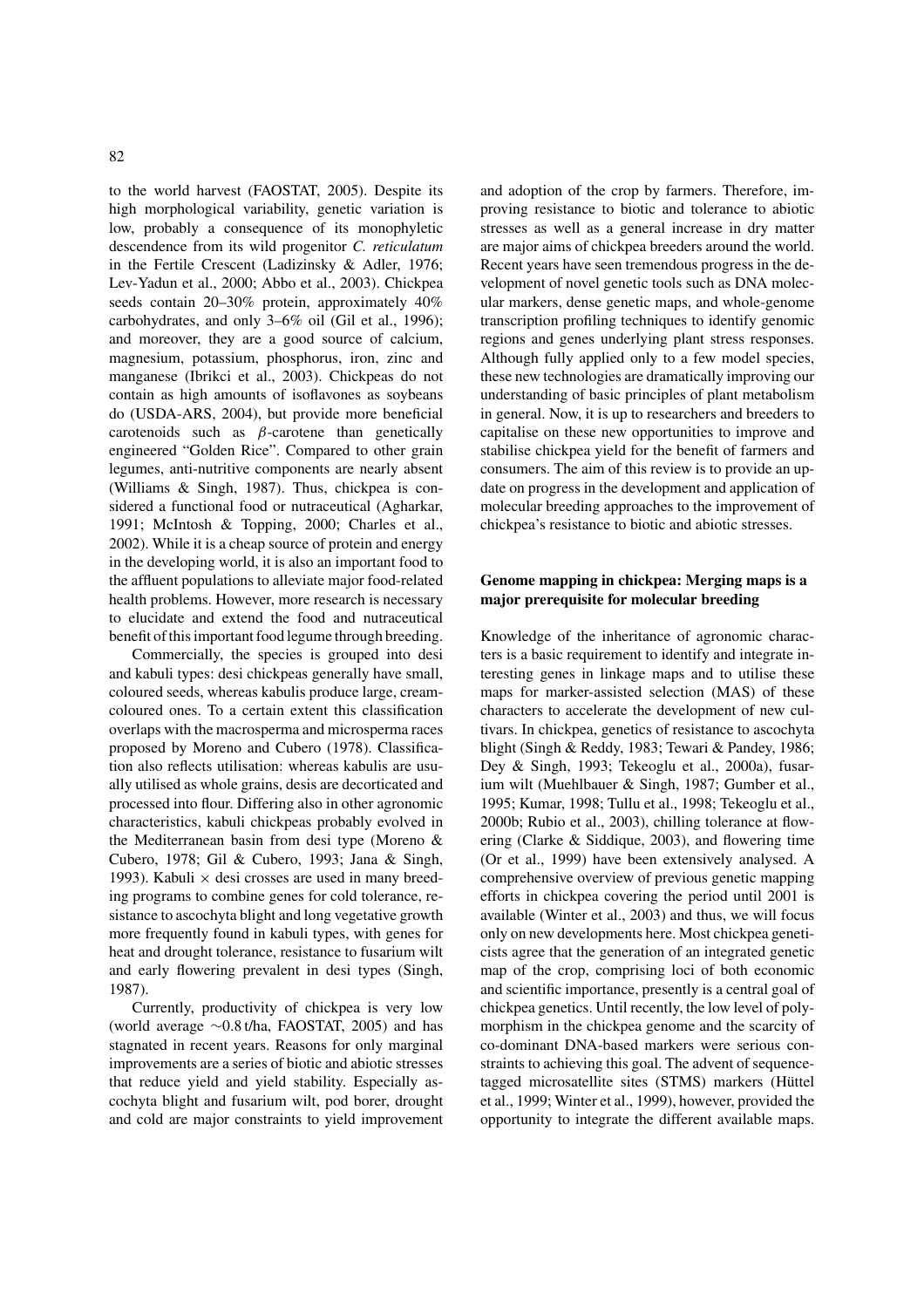to the world harvest (FAOSTAT, 2005). Despite its high morphological variability, genetic variation is low, probably a consequence of its monophyletic descendence from its wild progenitor *C. reticulatum* in the Fertile Crescent (Ladizinsky & Adler, 1976; Lev-Yadun et al., 2000; Abbo et al., 2003). Chickpea seeds contain 20–30% protein, approximately 40% carbohydrates, and only 3–6% oil (Gil et al., 1996); and moreover, they are a good source of calcium, magnesium, potassium, phosphorus, iron, zinc and manganese (Ibrikci et al., 2003). Chickpeas do not contain as high amounts of isoflavones as soybeans do (USDA-ARS, 2004), but provide more beneficial carotenoids such as $\beta$-carotene than genetically engineered "Golden Rice". Compared to other grain legumes, anti-nutritive components are nearly absent (Williams & Singh, 1987). Thus, chickpea is considered a functional food or nutraceutical (Agharkar, 1991; McIntosh & Topping, 2000; Charles et al., 2002). While it is a cheap source of protein and energy in the developing world, it is also an important food to the affluent populations to alleviate major food-related health problems. However, more research is necessary to elucidate and extend the food and nutraceutical benefit of this important food legume through breeding.

Commercially, the species is grouped into desi and kabuli types: desi chickpeas generally have small, coloured seeds, whereas kabulis produce large, cream-coloured ones. To a certain extent this classification overlaps with the macrosperma and microsperma races proposed by Moreno and Cubero (1978). Classification also reflects utilisation: whereas kabulis are usually utilised as whole grains, desis are decorticated and processed into flour. Differing also in other agronomic characteristics, kabuli chickpeas probably evolved in the Mediterranean basin from desi type (Moreno & Cubero, 1978; Gil & Cubero, 1993; Jana & Singh, 1993). Kabuli × desi crosses are used in many breeding programs to combine genes for cold tolerance, resistance to ascochyta blight and long vegetative growth more frequently found in kabuli types, with genes for heat and drought tolerance, resistance to fusarium wilt and early flowering prevalent in desi types (Singh, 1987).

Currently, productivity of chickpea is very low (world average ~0.8 t/ha, FAOSTAT, 2005) and has stagnated in recent years. Reasons for only marginal improvements are a series of biotic and abiotic stresses that reduce yield and yield stability. Especially ascochyta blight and fusarium wilt, pod borer, drought and cold are major constraints to yield improvement and adoption of the crop by farmers. Therefore, improving resistance to biotic and tolerance to abiotic stresses as well as a general increase in dry matter are major aims of chickpea breeders around the world. Recent years have seen tremendous progress in the development of novel genetic tools such as DNA molecular markers, dense genetic maps, and whole-genome transcription profiling techniques to identify genomic regions and genes underlying plant stress responses. Although fully applied only to a few model species, these new technologies are dramatically improving our understanding of basic principles of plant metabolism in general. Now, it is up to researchers and breeders to capitalise on these new opportunities to improve and stabilise chickpea yield for the benefit of farmers and consumers. The aim of this review is to provide an update on progress in the development and application of molecular breeding approaches to the improvement of chickpea's resistance to biotic and abiotic stresses.

## Genome mapping in chickpea: Merging maps is a major prerequisite for molecular breeding

Knowledge of the inheritance of agronomic characters is a basic requirement to identify and integrate interesting genes in linkage maps and to utilise these maps for marker-assisted selection (MAS) of these characters to accelerate the development of new cultivars. In chickpea, genetics of resistance to ascochyta blight (Singh & Reddy, 1983; Tewari & Pandey, 1986; Dey & Singh, 1993; Tekeoglu et al., 2000a), fusarium wilt (Muehlbauer & Singh, 1987; Gumber et al., 1995; Kumar, 1998; Tullu et al., 1998; Tekeoglu et al., 2000b; Rubio et al., 2003), chilling tolerance at flowering (Clarke & Siddique, 2003), and flowering time (Or et al., 1999) have been extensively analysed. A comprehensive overview of previous genetic mapping efforts in chickpea covering the period until 2001 is available (Winter et al., 2003) and thus, we will focus only on new developments here. Most chickpea geneticists agree that the generation of an integrated genetic map of the crop, comprising loci of both economic and scientific importance, presently is a central goal of chickpea genetics. Until recently, the low level of polymorphism in the chickpea genome and the scarcity of co-dominant DNA-based markers were serious constraints to achieving this goal. The advent of sequence-tagged microsatellite sites (STMS) markers (Hüttel et al., 1999; Winter et al., 1999), however, provided the opportunity to integrate the different available maps.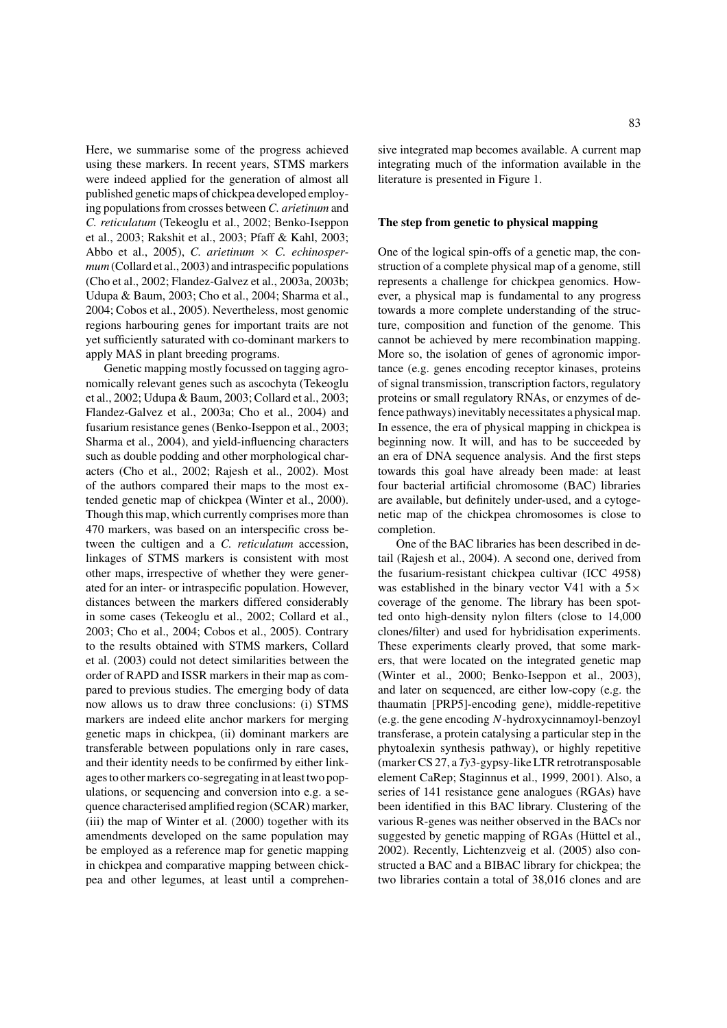Here, we summarise some of the progress achieved using these markers. In recent years, STMS markers were indeed applied for the generation of almost all published genetic maps of chickpea developed employing populations from crosses between *C. arietinum* and *C. reticulatum* (Tekeoglu et al., 2002; Benko-Iseppon et al., 2003; Rakshit et al., 2003; Pfaff & Kahl, 2003; Abbo et al., 2005), *C. arietinum* × *C. echinospermum* (Collard et al., 2003) and intraspecific populations (Cho et al., 2002; Flandez-Galvez et al., 2003a, 2003b; Udupa & Baum, 2003; Cho et al., 2004; Sharma et al., 2004; Cobos et al., 2005). Nevertheless, most genomic regions harbouring genes for important traits are not yet sufficiently saturated with co-dominant markers to apply MAS in plant breeding programs.

Genetic mapping mostly focussed on tagging agronomically relevant genes such as ascochyta (Tekeoglu et al., 2002; Udupa & Baum, 2003; Collard et al., 2003; Flandez-Galvez et al., 2003a; Cho et al., 2004) and fusarium resistance genes (Benko-Iseppon et al., 2003; Sharma et al., 2004), and yield-influencing characters such as double podding and other morphological characters (Cho et al., 2002; Rajesh et al., 2002). Most of the authors compared their maps to the most extended genetic map of chickpea (Winter et al., 2000). Though this map, which currently comprises more than 470 markers, was based on an interspecific cross between the cultigen and a *C. reticulatum* accession, linkages of STMS markers is consistent with most other maps, irrespective of whether they were generated for an inter- or intraspecific population. However, distances between the markers differed considerably in some cases (Tekeoglu et al., 2002; Collard et al., 2003; Cho et al., 2004; Cobos et al., 2005). Contrary to the results obtained with STMS markers, Collard et al. (2003) could not detect similarities between the order of RAPD and ISSR markers in their map as compared to previous studies. The emerging body of data now allows us to draw three conclusions: (i) STMS markers are indeed elite anchor markers for merging genetic maps in chickpea, (ii) dominant markers are transferable between populations only in rare cases, and their identity needs to be confirmed by either linkages to other markers co-segregating in at least two populations, or sequencing and conversion into e.g. a sequence characterised amplified region (SCAR) marker, (iii) the map of Winter et al. (2000) together with its amendments developed on the same population may be employed as a reference map for genetic mapping in chickpea and comparative mapping between chickpea and other legumes, at least until a comprehensive integrated map becomes available. A current map integrating much of the information available in the literature is presented in Figure 1.

## The step from genetic to physical mapping

One of the logical spin-offs of a genetic map, the construction of a complete physical map of a genome, still represents a challenge for chickpea genomics. However, a physical map is fundamental to any progress towards a more complete understanding of the structure, composition and function of the genome. This cannot be achieved by mere recombination mapping. More so, the isolation of genes of agronomic importance (e.g. genes encoding receptor kinases, proteins of signal transmission, transcription factors, regulatory proteins or small regulatory RNAs, or enzymes of defence pathways) inevitably necessitates a physical map. In essence, the era of physical mapping in chickpea is beginning now. It will, and has to be succeeded by an era of DNA sequence analysis. And the first steps towards this goal have already been made: at least four bacterial artificial chromosome (BAC) libraries are available, but definitely under-used, and a cytogenetic map of the chickpea chromosomes is close to completion.

One of the BAC libraries has been described in detail (Rajesh et al., 2004). A second one, derived from the fusarium-resistant chickpea cultivar (ICC 4958) was established in the binary vector V41 with a 5× coverage of the genome. The library has been spotted onto high-density nylon filters (close to 14,000 clones/filter) and used for hybridisation experiments. These experiments clearly proved, that some markers, that were located on the integrated genetic map (Winter et al., 2000; Benko-Iseppon et al., 2003), and later on sequenced, are either low-copy (e.g. the thaumatin [PRP5]-encoding gene), middle-repetitive (e.g. the gene encoding *N*-hydroxycinnamoyl-benzoyl transferase, a protein catalysing a particular step in the phytoalexin synthesis pathway), or highly repetitive (marker CS 27, a *Ty*3-gypsy-like LTR retrotransposable element CaRep; Staginnus et al., 1999, 2001). Also, a series of 141 resistance gene analogues (RGAs) have been identified in this BAC library. Clustering of the various R-genes was neither observed in the BACs nor suggested by genetic mapping of RGAs (Hüttel et al., 2002). Recently, Lichtenzveig et al. (2005) also constructed a BAC and a BIBAC library for chickpea; the two libraries contain a total of 38,016 clones and are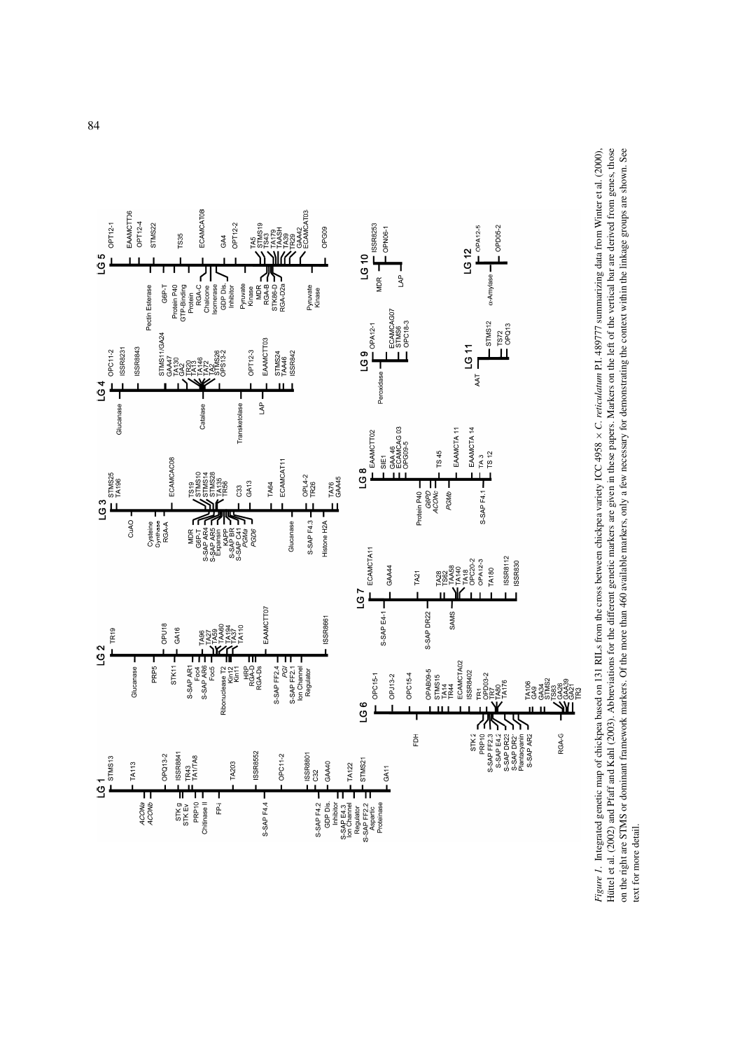*Figure 1.* Integrated genetic map of chickpea based on 131 RILs from the cross between chickpea variety ICC 4958 × *C. reticulatum* P.I. 489777 summarizing data from Winter et al. (2000), Hüttel et al. (2002) and Pfaff and Kahl (2003). Abbreviations for the different genetic markers are given in these papers. Markers on the left of the vertical bar are derived from genes, those on the right are STMS or dominant framework markers. Of the more than 460 available markers, only a few necessary for demonstrating the context within the linkage groups are shown. See text for more detail.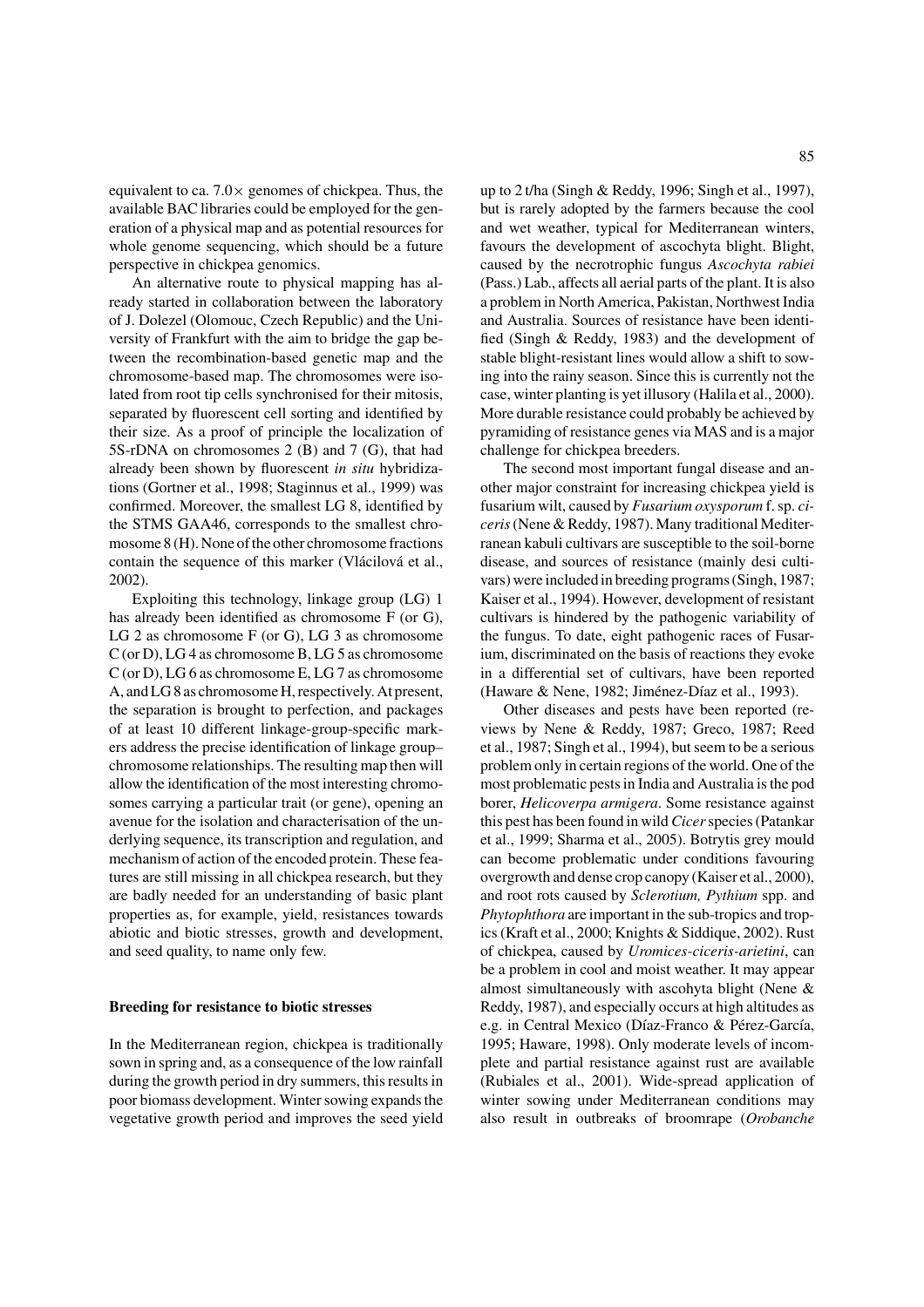equivalent to ca. 7.0× genomes of chickpea. Thus, the available BAC libraries could be employed for the generation of a physical map and as potential resources for whole genome sequencing, which should be a future perspective in chickpea genomics.

An alternative route to physical mapping has already started in collaboration between the laboratory of J. Dolezel (Olomouc, Czech Republic) and the University of Frankfurt with the aim to bridge the gap between the recombination-based genetic map and the chromosome-based map. The chromosomes were isolated from root tip cells synchronised for their mitosis, separated by fluorescent cell sorting and identified by their size. As a proof of principle the localization of 5S-rDNA on chromosomes 2 (B) and 7 (G), that had already been shown by fluorescent *in situ* hybridizations (Gortner et al., 1998; Staginnus et al., 1999) was confirmed. Moreover, the smallest LG 8, identified by the STMS GAA46, corresponds to the smallest chromosome 8 (H). None of the other chromosome fractions contain the sequence of this marker (Vlácilová et al., 2002).

Exploiting this technology, linkage group (LG) 1 has already been identified as chromosome F (or G), LG 2 as chromosome F (or G), LG 3 as chromosome C (or D), LG 4 as chromosome B, LG 5 as chromosome C (or D), LG 6 as chromosome E, LG 7 as chromosome A, and LG 8 as chromosome H, respectively. At present, the separation is brought to perfection, and packages of at least 10 different linkage-group-specific markers address the precise identification of linkage group–chromosome relationships. The resulting map then will allow the identification of the most interesting chromosomes carrying a particular trait (or gene), opening an avenue for the isolation and characterisation of the underlying sequence, its transcription and regulation, and mechanism of action of the encoded protein. These features are still missing in all chickpea research, but they are badly needed for an understanding of basic plant properties as, for example, yield, resistances towards abiotic and biotic stresses, growth and development, and seed quality, to name only few.

**Breeding for resistance to biotic stresses**

In the Mediterranean region, chickpea is traditionally sown in spring and, as a consequence of the low rainfall during the growth period in dry summers, this results in poor biomass development. Winter sowing expands the vegetative growth period and improves the seed yield up to 2 t/ha (Singh & Reddy, 1996; Singh et al., 1997), but is rarely adopted by the farmers because the cool and wet weather, typical for Mediterranean winters, favours the development of ascochyta blight. Blight, caused by the necrotrophic fungus *Ascochyta rabiei* (Pass.) Lab., affects all aerial parts of the plant. It is also a problem in North America, Pakistan, Northwest India and Australia. Sources of resistance have been identified (Singh & Reddy, 1983) and the development of stable blight-resistant lines would allow a shift to sowing into the rainy season. Since this is currently not the case, winter planting is yet illusory (Halila et al., 2000). More durable resistance could probably be achieved by pyramiding of resistance genes via MAS and is a major challenge for chickpea breeders.

The second most important fungal disease and another major constraint for increasing chickpea yield is fusarium wilt, caused by *Fusarium oxysporum* f. sp. *ciceris* (Nene & Reddy, 1987). Many traditional Mediterranean kabuli cultivars are susceptible to the soil-borne disease, and sources of resistance (mainly desi cultivars) were included in breeding programs (Singh, 1987; Kaiser et al., 1994). However, development of resistant cultivars is hindered by the pathogenic variability of the fungus. To date, eight pathogenic races of Fusarium, discriminated on the basis of reactions they evoke in a differential set of cultivars, have been reported (Haware & Nene, 1982; Jiménez-Díaz et al., 1993).

Other diseases and pests have been reported (reviews by Nene & Reddy, 1987; Greco, 1987; Reed et al., 1987; Singh et al., 1994), but seem to be a serious problem only in certain regions of the world. One of the most problematic pests in India and Australia is the pod borer, *Helicoverpa armigera*. Some resistance against this pest has been found in wild *Cicer* species (Patankar et al., 1999; Sharma et al., 2005). Botrytis grey mould can become problematic under conditions favouring overgrowth and dense crop canopy (Kaiser et al., 2000), and root rots caused by *Sclerotium, Pythium* spp. and *Phytophthora* are important in the sub-tropics and tropics (Kraft et al., 2000; Knights & Siddique, 2002). Rust of chickpea, caused by *Uromices-ciceris-arietini*, can be a problem in cool and moist weather. It may appear almost simultaneously with ascohyta blight (Nene & Reddy, 1987), and especially occurs at high altitudes as e.g. in Central Mexico (Díaz-Franco & Pérez-García, 1995; Haware, 1998). Only moderate levels of incomplete and partial resistance against rust are available (Rubiales et al., 2001). Wide-spread application of winter sowing under Mediterranean conditions may also result in outbreaks of broomrape (*Orobanche*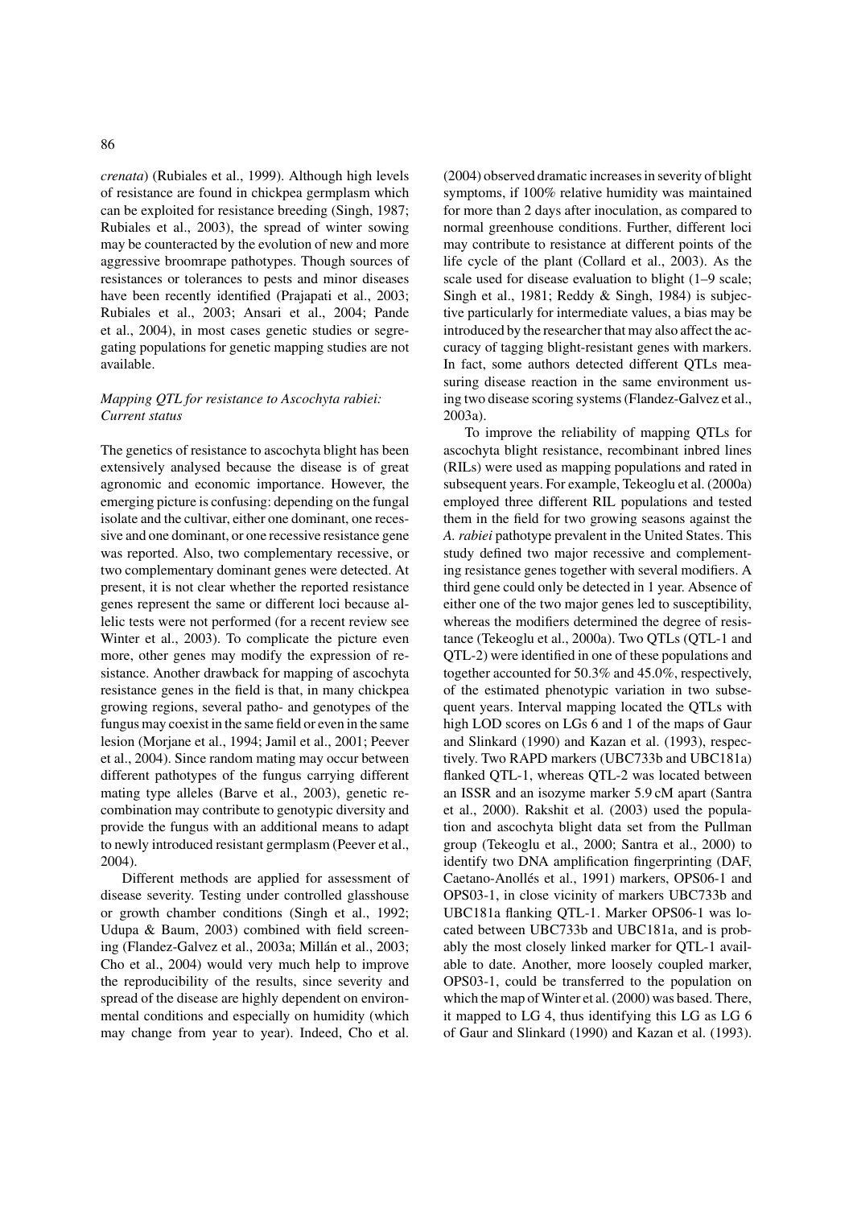*crenata*) (Rubiales et al., 1999). Although high levels of resistance are found in chickpea germplasm which can be exploited for resistance breeding (Singh, 1987; Rubiales et al., 2003), the spread of winter sowing may be counteracted by the evolution of new and more aggressive broomrape pathotypes. Though sources of resistances or tolerances to pests and minor diseases have been recently identified (Prajapati et al., 2003; Rubiales et al., 2003; Ansari et al., 2004; Pande et al., 2004), in most cases genetic studies or segregating populations for genetic mapping studies are not available.

### *Mapping QTL for resistance to Ascochyta rabiei: Current status*

The genetics of resistance to ascochyta blight has been extensively analysed because the disease is of great agronomic and economic importance. However, the emerging picture is confusing: depending on the fungal isolate and the cultivar, either one dominant, one recessive and one dominant, or one recessive resistance gene was reported. Also, two complementary recessive, or two complementary dominant genes were detected. At present, it is not clear whether the reported resistance genes represent the same or different loci because allelic tests were not performed (for a recent review see Winter et al., 2003). To complicate the picture even more, other genes may modify the expression of resistance. Another drawback for mapping of ascochyta resistance genes in the field is that, in many chickpea growing regions, several patho- and genotypes of the fungus may coexist in the same field or even in the same lesion (Morjane et al., 1994; Jamil et al., 2001; Peever et al., 2004). Since random mating may occur between different pathotypes of the fungus carrying different mating type alleles (Barve et al., 2003), genetic recombination may contribute to genotypic diversity and provide the fungus with an additional means to adapt to newly introduced resistant germplasm (Peever et al., 2004).

Different methods are applied for assessment of disease severity. Testing under controlled glasshouse or growth chamber conditions (Singh et al., 1992; Udupa & Baum, 2003) combined with field screening (Flandez-Galvez et al., 2003a; Millán et al., 2003; Cho et al., 2004) would very much help to improve the reproducibility of the results, since severity and spread of the disease are highly dependent on environmental conditions and especially on humidity (which may change from year to year). Indeed, Cho et al. (2004) observed dramatic increases in severity of blight symptoms, if 100% relative humidity was maintained for more than 2 days after inoculation, as compared to normal greenhouse conditions. Further, different loci may contribute to resistance at different points of the life cycle of the plant (Collard et al., 2003). As the scale used for disease evaluation to blight (1–9 scale; Singh et al., 1981; Reddy & Singh, 1984) is subjective particularly for intermediate values, a bias may be introduced by the researcher that may also affect the accuracy of tagging blight-resistant genes with markers. In fact, some authors detected different QTLs measuring disease reaction in the same environment using two disease scoring systems (Flandez-Galvez et al., 2003a).

To improve the reliability of mapping QTLs for ascochyta blight resistance, recombinant inbred lines (RILs) were used as mapping populations and rated in subsequent years. For example, Tekeoglu et al. (2000a) employed three different RIL populations and tested them in the field for two growing seasons against the *A. rabiei* pathotype prevalent in the United States. This study defined two major recessive and complementing resistance genes together with several modifiers. A third gene could only be detected in 1 year. Absence of either one of the two major genes led to susceptibility, whereas the modifiers determined the degree of resistance (Tekeoglu et al., 2000a). Two QTLs (QTL-1 and QTL-2) were identified in one of these populations and together accounted for 50.3% and 45.0%, respectively, of the estimated phenotypic variation in two subsequent years. Interval mapping located the QTLs with high LOD scores on LGs 6 and 1 of the maps of Gaur and Slinkard (1990) and Kazan et al. (1993), respectively. Two RAPD markers (UBC733b and UBC181a) flanked QTL-1, whereas QTL-2 was located between an ISSR and an isozyme marker 5.9 cM apart (Santra et al., 2000). Rakshit et al. (2003) used the population and ascochyta blight data set from the Pullman group (Tekeoglu et al., 2000; Santra et al., 2000) to identify two DNA amplification fingerprinting (DAF, Caetano-Anollés et al., 1991) markers, OPS06-1 and OPS03-1, in close vicinity of markers UBC733b and UBC181a flanking QTL-1. Marker OPS06-1 was located between UBC733b and UBC181a, and is probably the most closely linked marker for QTL-1 available to date. Another, more loosely coupled marker, OPS03-1, could be transferred to the population on which the map of Winter et al. (2000) was based. There, it mapped to LG 4, thus identifying this LG as LG 6 of Gaur and Slinkard (1990) and Kazan et al. (1993).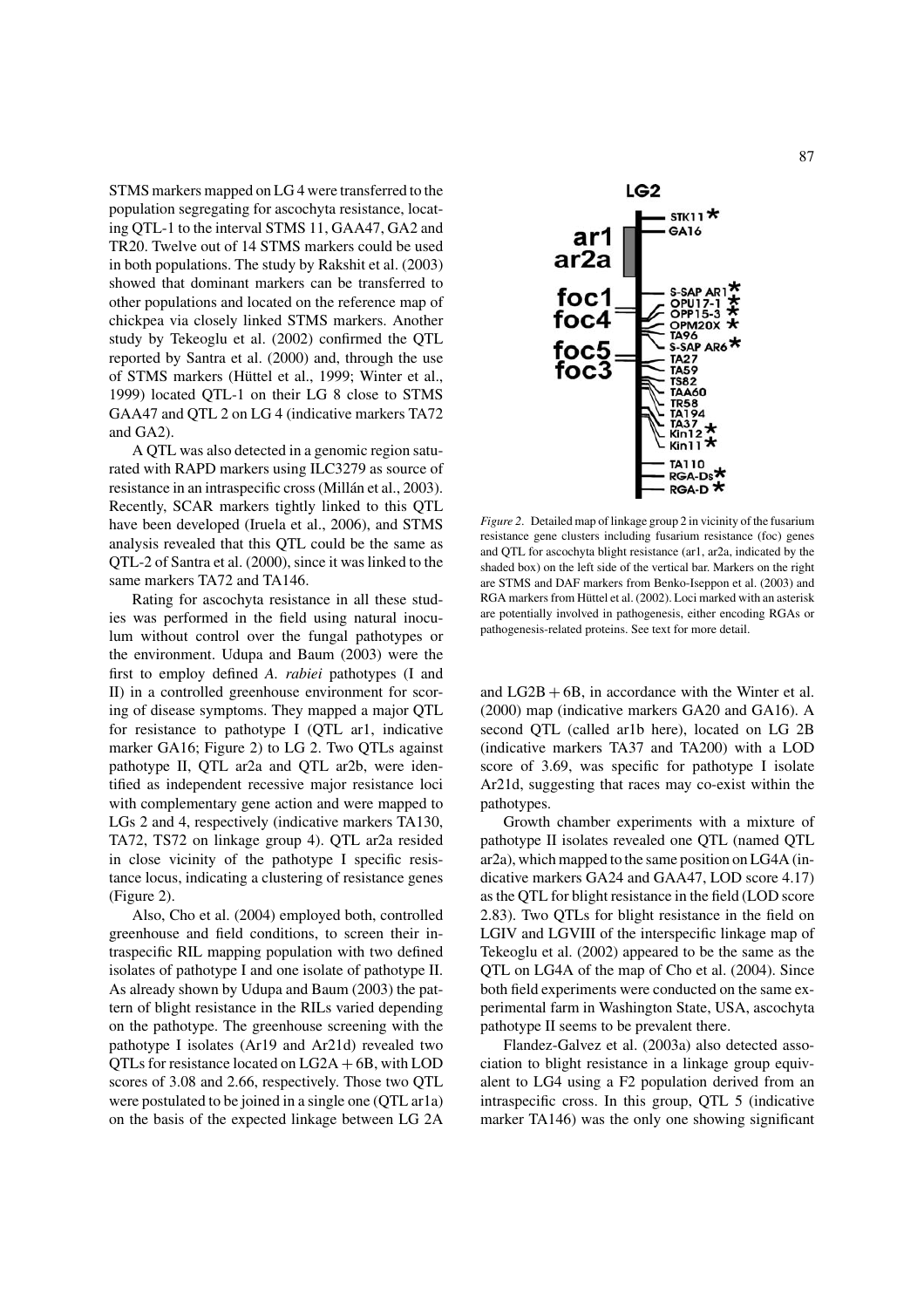STMS markers mapped on LG 4 were transferred to the population segregating for ascochyta resistance, locating QTL-1 to the interval STMS 11, GAA47, GA2 and TR20. Twelve out of 14 STMS markers could be used in both populations. The study by Rakshit et al. (2003) showed that dominant markers can be transferred to other populations and located on the reference map of chickpea via closely linked STMS markers. Another study by Tekeoglu et al. (2002) confirmed the QTL reported by Santra et al. (2000) and, through the use of STMS markers (Hüttel et al., 1999; Winter et al., 1999) located QTL-1 on their LG 8 close to STMS GAA47 and QTL 2 on LG 4 (indicative markers TA72 and GA2).

A QTL was also detected in a genomic region saturated with RAPD markers using ILC3279 as source of resistance in an intraspecific cross (Millán et al., 2003). Recently, SCAR markers tightly linked to this QTL have been developed (Iruela et al., 2006), and STMS analysis revealed that this QTL could be the same as QTL-2 of Santra et al. (2000), since it was linked to the same markers TA72 and TA146.

Rating for ascochyta resistance in all these studies was performed in the field using natural inoculum without control over the fungal pathotypes or the environment. Udupa and Baum (2003) were the first to employ defined *A. rabiei* pathotypes (I and II) in a controlled greenhouse environment for scoring of disease symptoms. They mapped a major QTL for resistance to pathotype I (QTL ar1, indicative marker GA16; Figure 2) to LG 2. Two QTLs against pathotype II, QTL ar2a and QTL ar2b, were identified as independent recessive major resistance loci with complementary gene action and were mapped to LGs 2 and 4, respectively (indicative markers TA130, TA72, TS72 on linkage group 4). QTL ar2a resided in close vicinity of the pathotype I specific resistance locus, indicating a clustering of resistance genes (Figure 2).

Also, Cho et al. (2004) employed both, controlled greenhouse and field conditions, to screen their intraspecific RIL mapping population with two defined isolates of pathotype I and one isolate of pathotype II. As already shown by Udupa and Baum (2003) the pattern of blight resistance in the RILs varied depending on the pathotype. The greenhouse screening with the pathotype I isolates (Ar19 and Ar21d) revealed two QTLs for resistance located on LG2A + 6B, with LOD scores of 3.08 and 2.66, respectively. Those two QTL were postulated to be joined in a single one (QTL ar1a) on the basis of the expected linkage between LG 2A and LG2B + 6B, in accordance with the Winter et al. (2000) map (indicative markers GA20 and GA16). A second QTL (called ar1b here), located on LG 2B (indicative markers TA37 and TA200) with a LOD score of 3.69, was specific for pathotype I isolate Ar21d, suggesting that races may co-exist within the pathotypes.

*Figure 2.* Detailed map of linkage group 2 in vicinity of the fusarium resistance gene clusters including fusarium resistance (foc) genes and QTL for ascochyta blight resistance (ar1, ar2a, indicated by the shaded box) on the left side of the vertical bar. Markers on the right are STMS and DAF markers from Benko-Iseppon et al. (2003) and RGA markers from Hüttel et al. (2002). Loci marked with an asterisk are potentially involved in pathogenesis, either encoding RGAs or pathogenesis-related proteins. See text for more detail.

Growth chamber experiments with a mixture of pathotype II isolates revealed one QTL (named QTL ar2a), which mapped to the same position on LG4A (indicative markers GA24 and GAA47, LOD score 4.17) as the QTL for blight resistance in the field (LOD score 2.83). Two QTLs for blight resistance in the field on LGIV and LGVIII of the interspecific linkage map of Tekeoglu et al. (2002) appeared to be the same as the QTL on LG4A of the map of Cho et al. (2004). Since both field experiments were conducted on the same experimental farm in Washington State, USA, ascochyta pathotype II seems to be prevalent there.

Flandez-Galvez et al. (2003a) also detected association to blight resistance in a linkage group equivalent to LG4 using a F2 population derived from an intraspecific cross. In this group, QTL 5 (indicative marker TA146) was the only one showing significant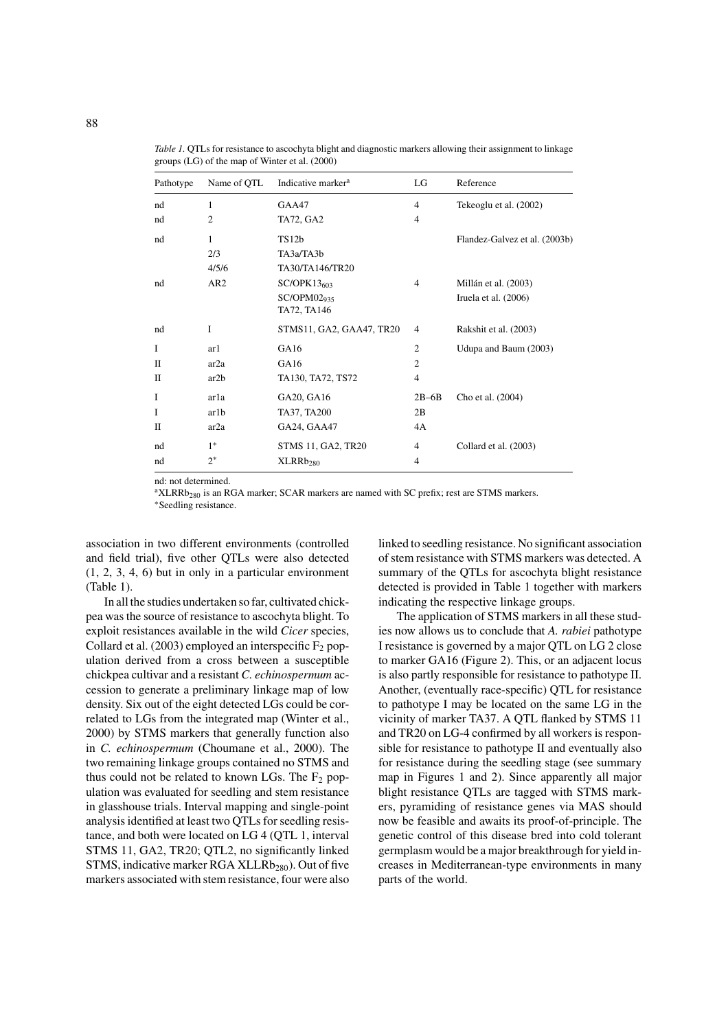*Table 1*. QTLs for resistance to ascochyta blight and diagnostic markers allowing their assignment to linkage groups (LG) of the map of Winter et al. (2000)

| Pathotype | Name of QTL | Indicative marker[a] | LG | Reference |
|---|---|---|---|---|
| nd | 1 | GAA47 | 4 | Tekeoglu et al. (2002) |
| nd | 2 | TA72, GA2 | 4 | |
| nd | 1 | TS12b | | Flandez-Galvez et al. (2003b) |
| | 2/3 | TA3a/TA3b | | |
| | 4/5/6 | TA30/TA146/TR20 | | |
| nd | AR2 | SC/OPK13$_{603}$ | 4 | Millán et al. (2003) |
| | | SC/OPM02$_{935}$ | | Iruela et al. (2006) |
| | | TA72, TA146 | | |
| nd | I | STMS11, GA2, GAA47, TR20 | 4 | Rakshit et al. (2003) |
| I | ar1 | GA16 | 2 | Udupa and Baum (2003) |
| II | ar2a | GA16 | 2 | |
| II | ar2b | TA130, TA72, TS72 | 4 | |
| I | ar1a | GA20, GA16 | 2B–6B | Cho et al. (2004) |
| I | ar1b | TA37, TA200 | 2B | |
| II | ar2a | GA24, GAA47 | 4A | |
| nd | 1* | STMS 11, GA2, TR20 | 4 | Collard et al. (2003) |
| nd | 2* | XLRRb$_{280}$ | 4 | |

nd: not determined.
[a]XLRRb$_{280}$ is an RGA marker; SCAR markers are named with SC prefix; rest are STMS markers.
*Seedling resistance.

association in two different environments (controlled and field trial), five other QTLs were also detected (1, 2, 3, 4, 6) but in only in a particular environment (Table 1).

In all the studies undertaken so far, cultivated chickpea was the source of resistance to ascochyta blight. To exploit resistances available in the wild *Cicer* species, Collard et al. (2003) employed an interspecific $F_2$ population derived from a cross between a susceptible chickpea cultivar and a resistant *C. echinospermum* accession to generate a preliminary linkage map of low density. Six out of the eight detected LGs could be correlated to LGs from the integrated map (Winter et al., 2000) by STMS markers that generally function also in *C. echinospermum* (Choumane et al., 2000). The two remaining linkage groups contained no STMS and thus could not be related to known LGs. The $F_2$ population was evaluated for seedling and stem resistance in glasshouse trials. Interval mapping and single-point analysis identified at least two QTLs for seedling resistance, and both were located on LG 4 (QTL 1, interval STMS 11, GA2, TR20; QTL2, no significantly linked STMS, indicative marker RGA XLLRb$_{280}$). Out of five markers associated with stem resistance, four were also linked to seedling resistance. No significant association of stem resistance with STMS markers was detected. A summary of the QTLs for ascochyta blight resistance detected is provided in Table 1 together with markers indicating the respective linkage groups.

The application of STMS markers in all these studies now allows us to conclude that *A. rabiei* pathotype I resistance is governed by a major QTL on LG 2 close to marker GA16 (Figure 2). This, or an adjacent locus is also partly responsible for resistance to pathotype II. Another, (eventually race-specific) QTL for resistance to pathotype I may be located on the same LG in the vicinity of marker TA37. A QTL flanked by STMS 11 and TR20 on LG-4 confirmed by all workers is responsible for resistance to pathotype II and eventually also for resistance during the seedling stage (see summary map in Figures 1 and 2). Since apparently all major blight resistance QTLs are tagged with STMS markers, pyramiding of resistance genes via MAS should now be feasible and awaits its proof-of-principle. The genetic control of this disease bred into cold tolerant germplasm would be a major breakthrough for yield increases in Mediterranean-type environments in many parts of the world.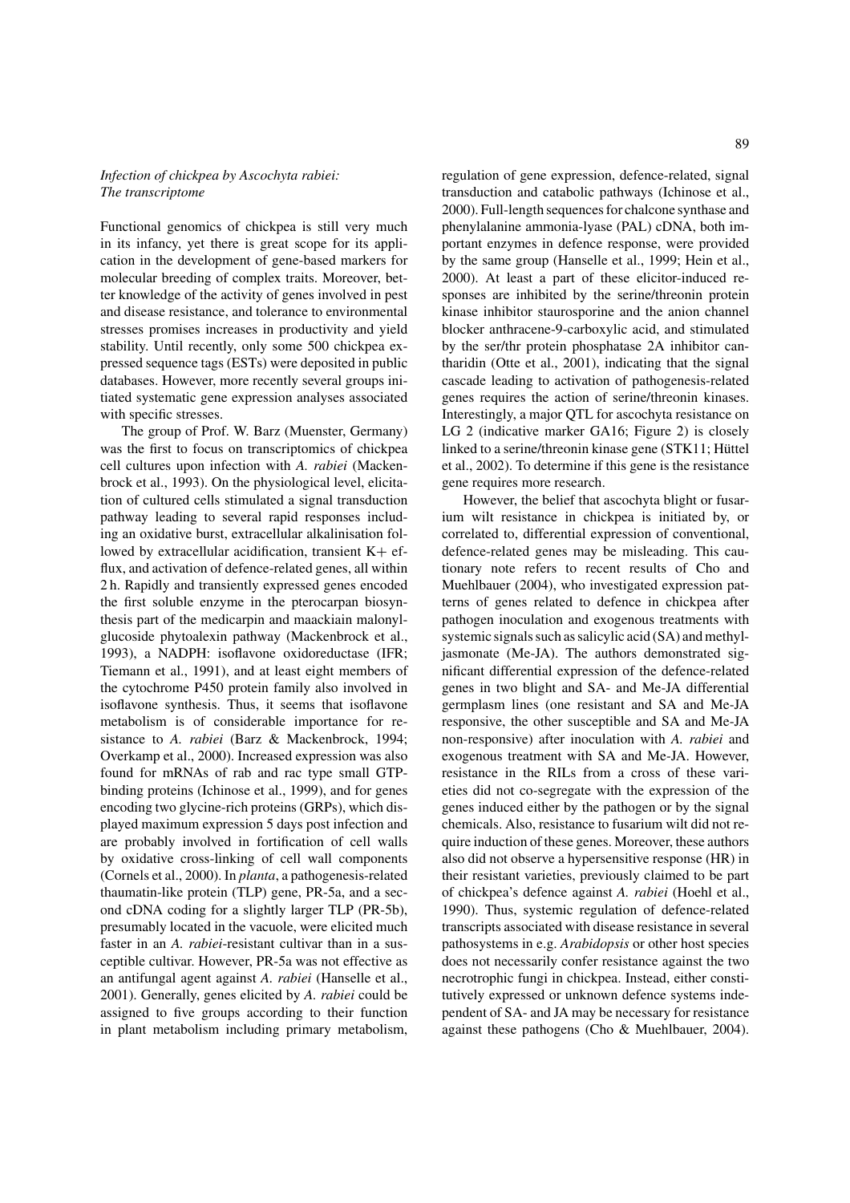### *Infection of chickpea by Ascochyta rabiei: The transcriptome*

Functional genomics of chickpea is still very much in its infancy, yet there is great scope for its application in the development of gene-based markers for molecular breeding of complex traits. Moreover, better knowledge of the activity of genes involved in pest and disease resistance, and tolerance to environmental stresses promises increases in productivity and yield stability. Until recently, only some 500 chickpea expressed sequence tags (ESTs) were deposited in public databases. However, more recently several groups initiated systematic gene expression analyses associated with specific stresses.

The group of Prof. W. Barz (Muenster, Germany) was the first to focus on transcriptomics of chickpea cell cultures upon infection with *A. rabiei* (Mackenbrock et al., 1993). On the physiological level, elicitation of cultured cells stimulated a signal transduction pathway leading to several rapid responses including an oxidative burst, extracellular alkalinisation followed by extracellular acidification, transient K+ efflux, and activation of defence-related genes, all within 2 h. Rapidly and transiently expressed genes encoded the first soluble enzyme in the pterocarpan biosynthesis part of the medicarpin and maackiain malonyl-glucoside phytoalexin pathway (Mackenbrock et al., 1993), a NADPH: isoflavone oxidoreductase (IFR; Tiemann et al., 1991), and at least eight members of the cytochrome P450 protein family also involved in isoflavone synthesis. Thus, it seems that isoflavone metabolism is of considerable importance for resistance to *A. rabiei* (Barz & Mackenbrock, 1994; Overkamp et al., 2000). Increased expression was also found for mRNAs of rab and rac type small GTP-binding proteins (Ichinose et al., 1999), and for genes encoding two glycine-rich proteins (GRPs), which displayed maximum expression 5 days post infection and are probably involved in fortification of cell walls by oxidative cross-linking of cell wall components (Cornels et al., 2000). In *planta*, a pathogenesis-related thaumatin-like protein (TLP) gene, PR-5a, and a second cDNA coding for a slightly larger TLP (PR-5b), presumably located in the vacuole, were elicited much faster in an *A. rabiei*-resistant cultivar than in a susceptible cultivar. However, PR-5a was not effective as an antifungal agent against *A. rabiei* (Hanselle et al., 2001). Generally, genes elicited by *A. rabiei* could be assigned to five groups according to their function in plant metabolism including primary metabolism, regulation of gene expression, defence-related, signal transduction and catabolic pathways (Ichinose et al., 2000). Full-length sequences for chalcone synthase and phenylalanine ammonia-lyase (PAL) cDNA, both important enzymes in defence response, were provided by the same group (Hanselle et al., 1999; Hein et al., 2000). At least a part of these elicitor-induced responses are inhibited by the serine/threonin protein kinase inhibitor staurosporine and the anion channel blocker anthracene-9-carboxylic acid, and stimulated by the ser/thr protein phosphatase 2A inhibitor cantharidin (Otte et al., 2001), indicating that the signal cascade leading to activation of pathogenesis-related genes requires the action of serine/threonin kinases. Interestingly, a major QTL for ascochyta resistance on LG 2 (indicative marker GA16; Figure 2) is closely linked to a serine/threonin kinase gene (STK11; Hüttel et al., 2002). To determine if this gene is the resistance gene requires more research.

However, the belief that ascochyta blight or fusarium wilt resistance in chickpea is initiated by, or correlated to, differential expression of conventional, defence-related genes may be misleading. This cautionary note refers to recent results of Cho and Muehlbauer (2004), who investigated expression patterns of genes related to defence in chickpea after pathogen inoculation and exogenous treatments with systemic signals such as salicylic acid (SA) and methyl-jasmonate (Me-JA). The authors demonstrated significant differential expression of the defence-related genes in two blight and SA- and Me-JA differential germplasm lines (one resistant and SA and Me-JA responsive, the other susceptible and SA and Me-JA non-responsive) after inoculation with *A. rabiei* and exogenous treatment with SA and Me-JA. However, resistance in the RILs from a cross of these varieties did not co-segregate with the expression of the genes induced either by the pathogen or by the signal chemicals. Also, resistance to fusarium wilt did not require induction of these genes. Moreover, these authors also did not observe a hypersensitive response (HR) in their resistant varieties, previously claimed to be part of chickpea's defence against *A. rabiei* (Hoehl et al., 1990). Thus, systemic regulation of defence-related transcripts associated with disease resistance in several pathosystems in e.g. *Arabidopsis* or other host species does not necessarily confer resistance against the two necrotrophic fungi in chickpea. Instead, either constitutively expressed or unknown defence systems independent of SA- and JA may be necessary for resistance against these pathogens (Cho & Muehlbauer, 2004).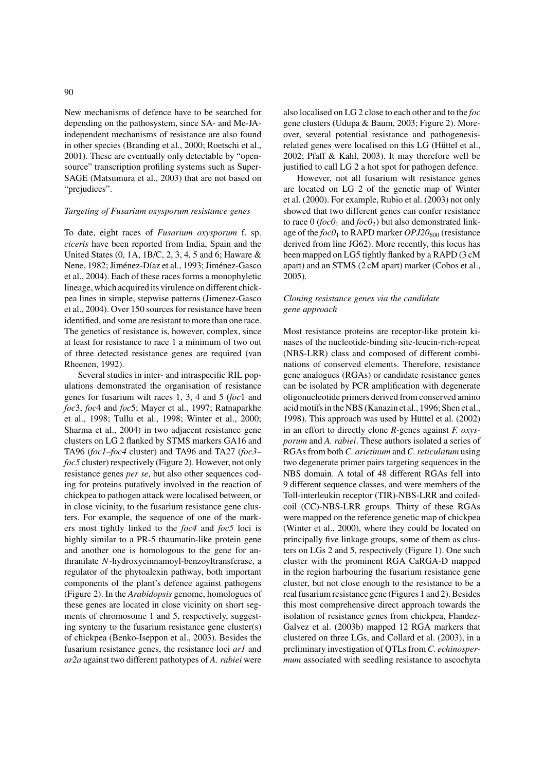New mechanisms of defence have to be searched for depending on the pathosystem, since SA- and Me-JA-independent mechanisms of resistance are also found in other species (Branding et al., 2000; Roetschi et al., 2001). These are eventually only detectable by "open-source" transcription profiling systems such as SuperSAGE (Matsumura et al., 2003) that are not based on "prejudices".

### *Targeting of Fusarium oxysporum resistance genes*

To date, eight races of *Fusarium oxysporum* f. sp. *ciceris* have been reported from India, Spain and the United States (0, 1A, 1B/C, 2, 3, 4, 5 and 6; Haware & Nene, 1982; Jiménez-Díaz et al., 1993; Jiménez-Gasco et al., 2004). Each of these races forms a monophyletic lineage, which acquired its virulence on different chickpea lines in simple, stepwise patterns (Jimenez-Gasco et al., 2004). Over 150 sources for resistance have been identified, and some are resistant to more than one race. The genetics of resistance is, however, complex, since at least for resistance to race 1 a minimum of two out of three detected resistance genes are required (van Rheenen, 1992).

Several studies in inter- and intraspecific RIL populations demonstrated the organisation of resistance genes for fusarium wilt races 1, 3, 4 and 5 (*foc*1 and *foc*3, *foc*4 and *foc*5; Mayer et al., 1997; Ratnaparkhe et al., 1998; Tullu et al., 1998; Winter et al., 2000; Sharma et al., 2004) in two adjacent resistance gene clusters on LG 2 flanked by STMS markers GA16 and TA96 (*foc1–foc4* cluster) and TA96 and TA27 (*foc3–foc5* cluster) respectively (Figure 2). However, not only resistance genes *per se*, but also other sequences coding for proteins putatively involved in the reaction of chickpea to pathogen attack were localised between, or in close vicinity, to the fusarium resistance gene clusters. For example, the sequence of one of the markers most tightly linked to the *foc4* and *foc5* loci is highly similar to a PR-5 thaumatin-like protein gene and another one is homologous to the gene for anthranilate *N*-hydroxycinnamoyl-benzoyltransferase, a regulator of the phytoalexin pathway, both important components of the plant's defence against pathogens (Figure 2). In the *Arabidopsis* genome, homologues of these genes are located in close vicinity on short segments of chromosome 1 and 5, respectively, suggesting synteny to the fusarium resistance gene cluster(s) of chickpea (Benko-Iseppon et al., 2003). Besides the fusarium resistance genes, the resistance loci *ar1* and *ar2a* against two different pathotypes of *A. rabiei* were also localised on LG 2 close to each other and to the *foc* gene clusters (Udupa & Baum, 2003; Figure 2). Moreover, several potential resistance and pathogenesis-related genes were localised on this LG (Hüttel et al., 2002; Pfaff & Kahl, 2003). It may therefore well be justified to call LG 2 a hot spot for pathogen defence.

However, not all fusarium wilt resistance genes are located on LG 2 of the genetic map of Winter et al. (2000). For example, Rubio et al. (2003) not only showed that two different genes can confer resistance to race 0 ($foc0_1$ and $foc0_2$) but also demonstrated linkage of the $foc0_1$ to RAPD marker $OPJ20_{600}$ (resistance derived from line JG62). More recently, this locus has been mapped on LG5 tightly flanked by a RAPD (3 cM apart) and an STMS (2 cM apart) marker (Cobos et al., 2005).

### *Cloning resistance genes via the candidate gene approach*

Most resistance proteins are receptor-like protein kinases of the nucleotide-binding site-leucin-rich-repeat (NBS-LRR) class and composed of different combinations of conserved elements. Therefore, resistance gene analogues (RGAs) or candidate resistance genes can be isolated by PCR amplification with degenerate oligonucleotide primers derived from conserved amino acid motifs in the NBS (Kanazin et al., 1996; Shen et al., 1998). This approach was used by Hüttel et al. (2002) in an effort to directly clone *R*-genes against *F. oxysporum* and *A. rabiei*. These authors isolated a series of RGAs from both *C. arietinum* and *C. reticulatum* using two degenerate primer pairs targeting sequences in the NBS domain. A total of 48 different RGAs fell into 9 different sequence classes, and were members of the Toll-interleukin receptor (TIR)-NBS-LRR and coiled-coil (CC)-NBS-LRR groups. Thirty of these RGAs were mapped on the reference genetic map of chickpea (Winter et al., 2000), where they could be located on principally five linkage groups, some of them as clusters on LGs 2 and 5, respectively (Figure 1). One such cluster with the prominent RGA CaRGA-D mapped in the region harbouring the fusarium resistance gene cluster, but not close enough to the resistance to be a real fusarium resistance gene (Figures 1 and 2). Besides this most comprehensive direct approach towards the isolation of resistance genes from chickpea, Flandez-Galvez et al. (2003b) mapped 12 RGA markers that clustered on three LGs, and Collard et al. (2003), in a preliminary investigation of QTLs from *C. echinospermum* associated with seedling resistance to ascochyta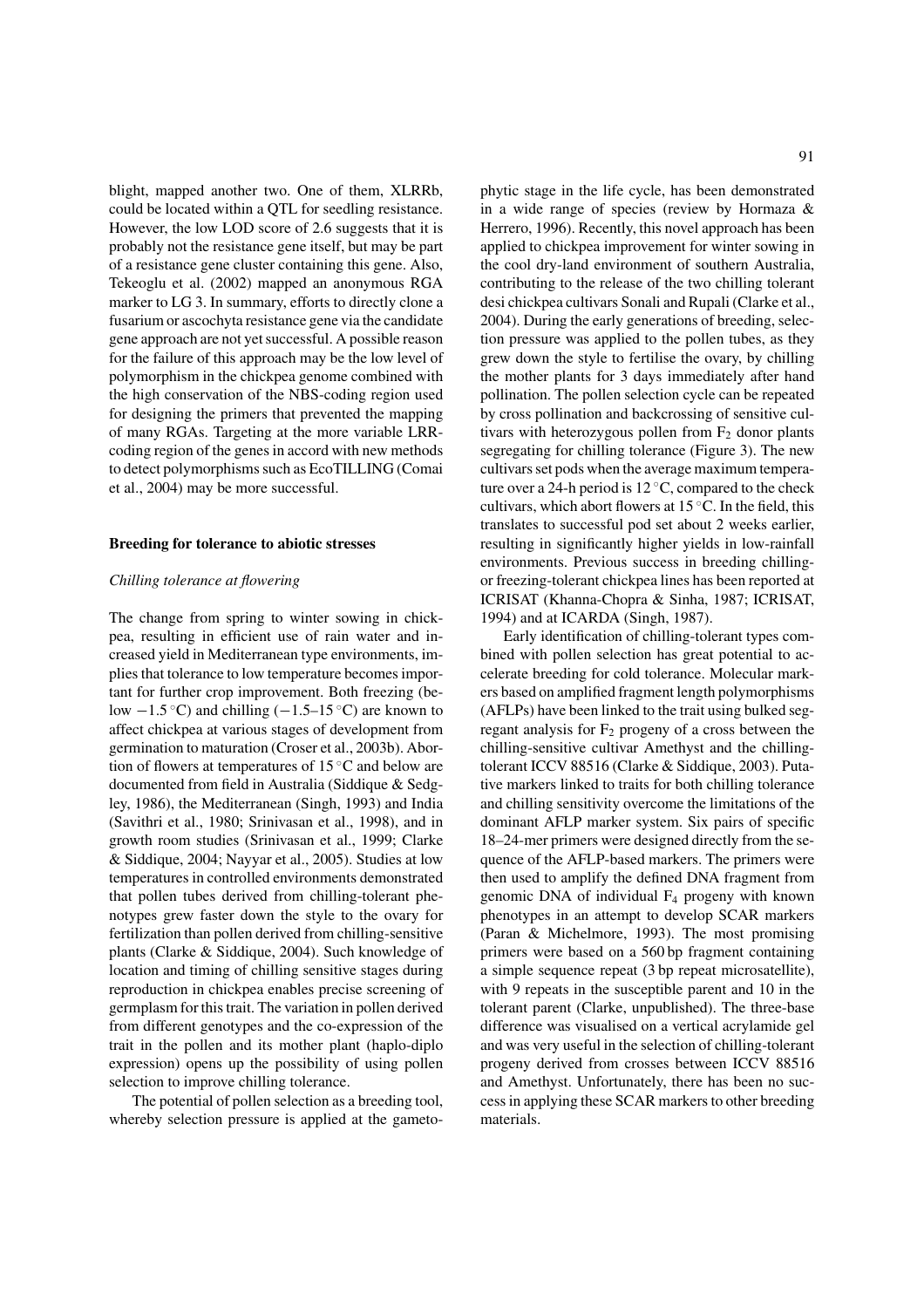blight, mapped another two. One of them, XLRRb, could be located within a QTL for seedling resistance. However, the low LOD score of 2.6 suggests that it is probably not the resistance gene itself, but may be part of a resistance gene cluster containing this gene. Also, Tekeoglu et al. (2002) mapped an anonymous RGA marker to LG 3. In summary, efforts to directly clone a fusarium or ascochyta resistance gene via the candidate gene approach are not yet successful. A possible reason for the failure of this approach may be the low level of polymorphism in the chickpea genome combined with the high conservation of the NBS-coding region used for designing the primers that prevented the mapping of many RGAs. Targeting at the more variable LRR-coding region of the genes in accord with new methods to detect polymorphisms such as EcoTILLING (Comai et al., 2004) may be more successful.

## Breeding for tolerance to abiotic stresses

### *Chilling tolerance at flowering*

The change from spring to winter sowing in chickpea, resulting in efficient use of rain water and increased yield in Mediterranean type environments, implies that tolerance to low temperature becomes important for further crop improvement. Both freezing (below $-1.5\,^{\circ}$C) and chilling ($-1.5$–$15\,^{\circ}$C) are known to affect chickpea at various stages of development from germination to maturation (Croser et al., 2003b). Abortion of flowers at temperatures of $15\,^{\circ}$C and below are documented from field in Australia (Siddique & Sedgley, 1986), the Mediterranean (Singh, 1993) and India (Savithri et al., 1980; Srinivasan et al., 1998), and in growth room studies (Srinivasan et al., 1999; Clarke & Siddique, 2004; Nayyar et al., 2005). Studies at low temperatures in controlled environments demonstrated that pollen tubes derived from chilling-tolerant phenotypes grew faster down the style to the ovary for fertilization than pollen derived from chilling-sensitive plants (Clarke & Siddique, 2004). Such knowledge of location and timing of chilling sensitive stages during reproduction in chickpea enables precise screening of germplasm for this trait. The variation in pollen derived from different genotypes and the co-expression of the trait in the pollen and its mother plant (haplo-diplo expression) opens up the possibility of using pollen selection to improve chilling tolerance.

The potential of pollen selection as a breeding tool, whereby selection pressure is applied at the gametophytic stage in the life cycle, has been demonstrated in a wide range of species (review by Hormaza & Herrero, 1996). Recently, this novel approach has been applied to chickpea improvement for winter sowing in the cool dry-land environment of southern Australia, contributing to the release of the two chilling tolerant desi chickpea cultivars Sonali and Rupali (Clarke et al., 2004). During the early generations of breeding, selection pressure was applied to the pollen tubes, as they grew down the style to fertilise the ovary, by chilling the mother plants for 3 days immediately after hand pollination. The pollen selection cycle can be repeated by cross pollination and backcrossing of sensitive cultivars with heterozygous pollen from $F_2$ donor plants segregating for chilling tolerance (Figure 3). The new cultivars set pods when the average maximum temperature over a 24-h period is $12\,^{\circ}$C, compared to the check cultivars, which abort flowers at $15\,^{\circ}$C. In the field, this translates to successful pod set about 2 weeks earlier, resulting in significantly higher yields in low-rainfall environments. Previous success in breeding chilling- or freezing-tolerant chickpea lines has been reported at ICRISAT (Khanna-Chopra & Sinha, 1987; ICRISAT, 1994) and at ICARDA (Singh, 1987).

Early identification of chilling-tolerant types combined with pollen selection has great potential to accelerate breeding for cold tolerance. Molecular markers based on amplified fragment length polymorphisms (AFLPs) have been linked to the trait using bulked segregant analysis for $F_2$ progeny of a cross between the chilling-sensitive cultivar Amethyst and the chilling-tolerant ICCV 88516 (Clarke & Siddique, 2003). Putative markers linked to traits for both chilling tolerance and chilling sensitivity overcome the limitations of the dominant AFLP marker system. Six pairs of specific 18–24-mer primers were designed directly from the sequence of the AFLP-based markers. The primers were then used to amplify the defined DNA fragment from genomic DNA of individual $F_4$ progeny with known phenotypes in an attempt to develop SCAR markers (Paran & Michelmore, 1993). The most promising primers were based on a 560 bp fragment containing a simple sequence repeat (3 bp repeat microsatellite), with 9 repeats in the susceptible parent and 10 in the tolerant parent (Clarke, unpublished). The three-base difference was visualised on a vertical acrylamide gel and was very useful in the selection of chilling-tolerant progeny derived from crosses between ICCV 88516 and Amethyst. Unfortunately, there has been no success in applying these SCAR markers to other breeding materials.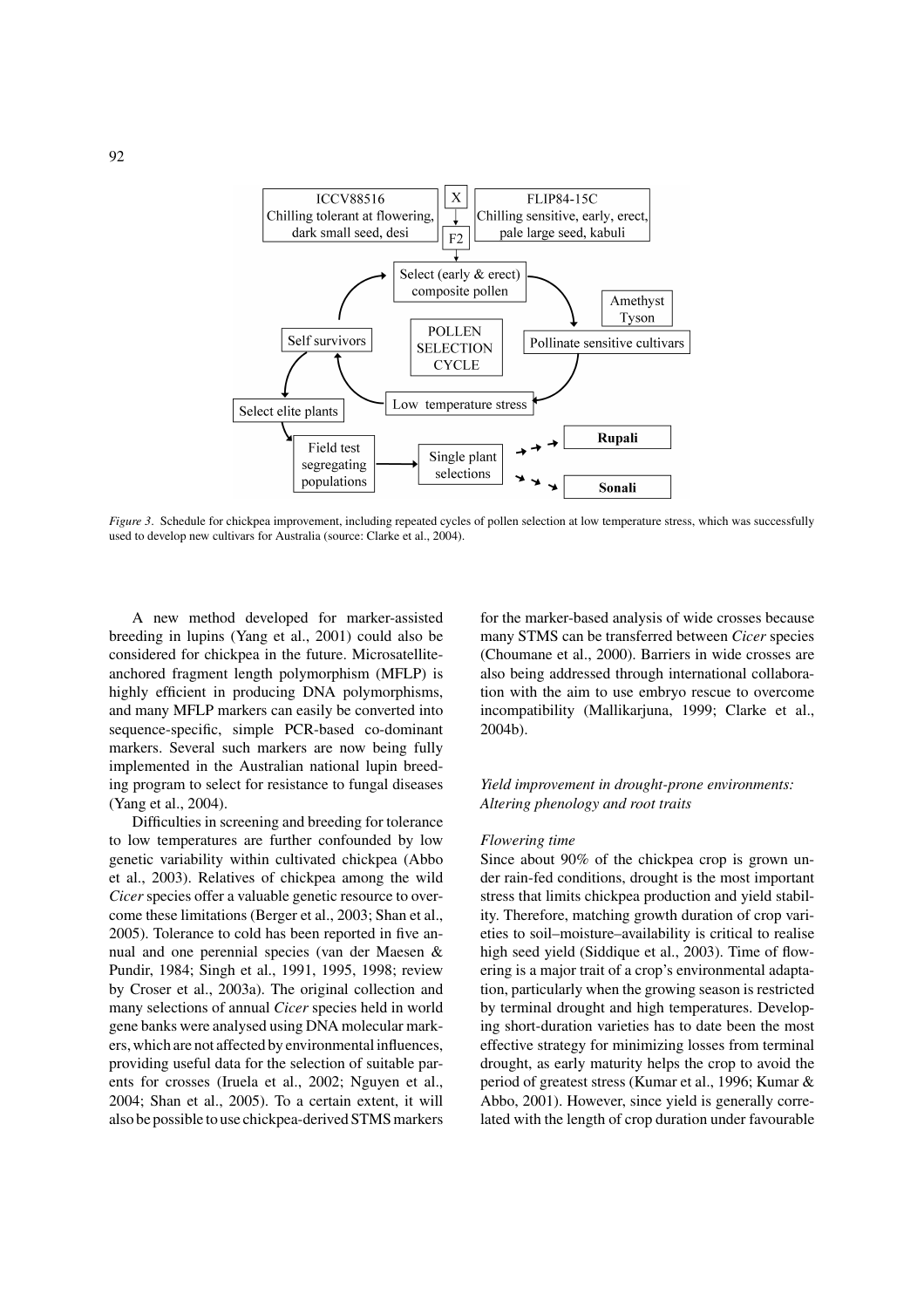*Figure 3*. Schedule for chickpea improvement, including repeated cycles of pollen selection at low temperature stress, which was successfully used to develop new cultivars for Australia (source: Clarke et al., 2004).

A new method developed for marker-assisted breeding in lupins (Yang et al., 2001) could also be considered for chickpea in the future. Microsatellite-anchored fragment length polymorphism (MFLP) is highly efficient in producing DNA polymorphisms, and many MFLP markers can easily be converted into sequence-specific, simple PCR-based co-dominant markers. Several such markers are now being fully implemented in the Australian national lupin breeding program to select for resistance to fungal diseases (Yang et al., 2004).

Difficulties in screening and breeding for tolerance to low temperatures are further confounded by low genetic variability within cultivated chickpea (Abbo et al., 2003). Relatives of chickpea among the wild *Cicer* species offer a valuable genetic resource to overcome these limitations (Berger et al., 2003; Shan et al., 2005). Tolerance to cold has been reported in five annual and one perennial species (van der Maesen & Pundir, 1984; Singh et al., 1991, 1995, 1998; review by Croser et al., 2003a). The original collection and many selections of annual *Cicer* species held in world gene banks were analysed using DNA molecular markers, which are not affected by environmental influences, providing useful data for the selection of suitable parents for crosses (Iruela et al., 2002; Nguyen et al., 2004; Shan et al., 2005). To a certain extent, it will also be possible to use chickpea-derived STMS markers for the marker-based analysis of wide crosses because many STMS can be transferred between *Cicer* species (Choumane et al., 2000). Barriers in wide crosses are also being addressed through international collaboration with the aim to use embryo rescue to overcome incompatibility (Mallikarjuna, 1999; Clarke et al., 2004b).

### *Yield improvement in drought-prone environments: Altering phenology and root traits*

#### *Flowering time*

Since about 90% of the chickpea crop is grown under rain-fed conditions, drought is the most important stress that limits chickpea production and yield stability. Therefore, matching growth duration of crop varieties to soil–moisture–availability is critical to realise high seed yield (Siddique et al., 2003). Time of flowering is a major trait of a crop's environmental adaptation, particularly when the growing season is restricted by terminal drought and high temperatures. Developing short-duration varieties has to date been the most effective strategy for minimizing losses from terminal drought, as early maturity helps the crop to avoid the period of greatest stress (Kumar et al., 1996; Kumar & Abbo, 2001). However, since yield is generally correlated with the length of crop duration under favourable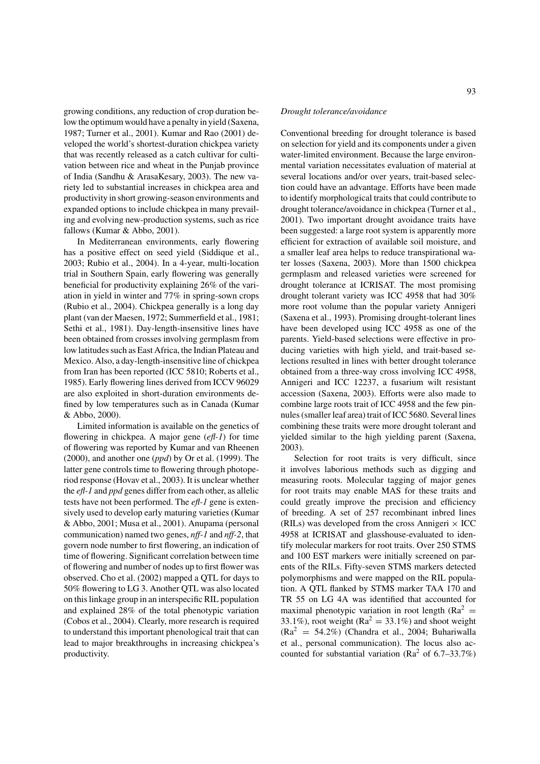growing conditions, any reduction of crop duration below the optimum would have a penalty in yield (Saxena, 1987; Turner et al., 2001). Kumar and Rao (2001) developed the world's shortest-duration chickpea variety that was recently released as a catch cultivar for cultivation between rice and wheat in the Punjab province of India (Sandhu & ArasaKesary, 2003). The new variety led to substantial increases in chickpea area and productivity in short growing-season environments and expanded options to include chickpea in many prevailing and evolving new-production systems, such as rice fallows (Kumar & Abbo, 2001).

In Mediterranean environments, early flowering has a positive effect on seed yield (Siddique et al., 2003; Rubio et al., 2004). In a 4-year, multi-location trial in Southern Spain, early flowering was generally beneficial for productivity explaining 26% of the variation in yield in winter and 77% in spring-sown crops (Rubio et al., 2004). Chickpea generally is a long day plant (van der Maesen, 1972; Summerfield et al., 1981; Sethi et al., 1981). Day-length-insensitive lines have been obtained from crosses involving germplasm from low latitudes such as East Africa, the Indian Plateau and Mexico. Also, a day-length-insensitive line of chickpea from Iran has been reported (ICC 5810; Roberts et al., 1985). Early flowering lines derived from ICCV 96029 are also exploited in short-duration environments defined by low temperatures such as in Canada (Kumar & Abbo, 2000).

Limited information is available on the genetics of flowering in chickpea. A major gene (*efl-1*) for time of flowering was reported by Kumar and van Rheenen (2000), and another one (*ppd*) by Or et al. (1999). The latter gene controls time to flowering through photoperiod response (Hovav et al., 2003). It is unclear whether the *efl-1* and *ppd* genes differ from each other, as allelic tests have not been performed. The *efl-1* gene is extensively used to develop early maturing varieties (Kumar & Abbo, 2001; Musa et al., 2001). Anupama (personal communication) named two genes, *nff-1* and *nff-2*, that govern node number to first flowering, an indication of time of flowering. Significant correlation between time of flowering and number of nodes up to first flower was observed. Cho et al. (2002) mapped a QTL for days to 50% flowering to LG 3. Another QTL was also located on this linkage group in an interspecific RIL population and explained 28% of the total phenotypic variation (Cobos et al., 2004). Clearly, more research is required to understand this important phenological trait that can lead to major breakthroughs in increasing chickpea's productivity.

### *Drought tolerance/avoidance*

Conventional breeding for drought tolerance is based on selection for yield and its components under a given water-limited environment. Because the large environmental variation necessitates evaluation of material at several locations and/or over years, trait-based selection could have an advantage. Efforts have been made to identify morphological traits that could contribute to drought tolerance/avoidance in chickpea (Turner et al., 2001). Two important drought avoidance traits have been suggested: a large root system is apparently more efficient for extraction of available soil moisture, and a smaller leaf area helps to reduce transpirational water losses (Saxena, 2003). More than 1500 chickpea germplasm and released varieties were screened for drought tolerance at ICRISAT. The most promising drought tolerant variety was ICC 4958 that had 30% more root volume than the popular variety Annigeri (Saxena et al., 1993). Promising drought-tolerant lines have been developed using ICC 4958 as one of the parents. Yield-based selections were effective in producing varieties with high yield, and trait-based selections resulted in lines with better drought tolerance obtained from a three-way cross involving ICC 4958, Annigeri and ICC 12237, a fusarium wilt resistant accession (Saxena, 2003). Efforts were also made to combine large roots trait of ICC 4958 and the few pinnules (smaller leaf area) trait of ICC 5680. Several lines combining these traits were more drought tolerant and yielded similar to the high yielding parent (Saxena, 2003).

Selection for root traits is very difficult, since it involves laborious methods such as digging and measuring roots. Molecular tagging of major genes for root traits may enable MAS for these traits and could greatly improve the precision and efficiency of breeding. A set of 257 recombinant inbred lines (RILs) was developed from the cross Annigeri × ICC 4958 at ICRISAT and glasshouse-evaluated to identify molecular markers for root traits. Over 250 STMS and 100 EST markers were initially screened on parents of the RILs. Fifty-seven STMS markers detected polymorphisms and were mapped on the RIL population. A QTL flanked by STMS marker TAA 170 and TR 55 on LG 4A was identified that accounted for maximal phenotypic variation in root length ($Ra^2 = 33.1\%$), root weight ($Ra^2 = 33.1\%$) and shoot weight ($Ra^2 = 54.2\%$) (Chandra et al., 2004; Buhariwalla et al., personal communication). The locus also accounted for substantial variation ($Ra^2$ of 6.7–33.7%)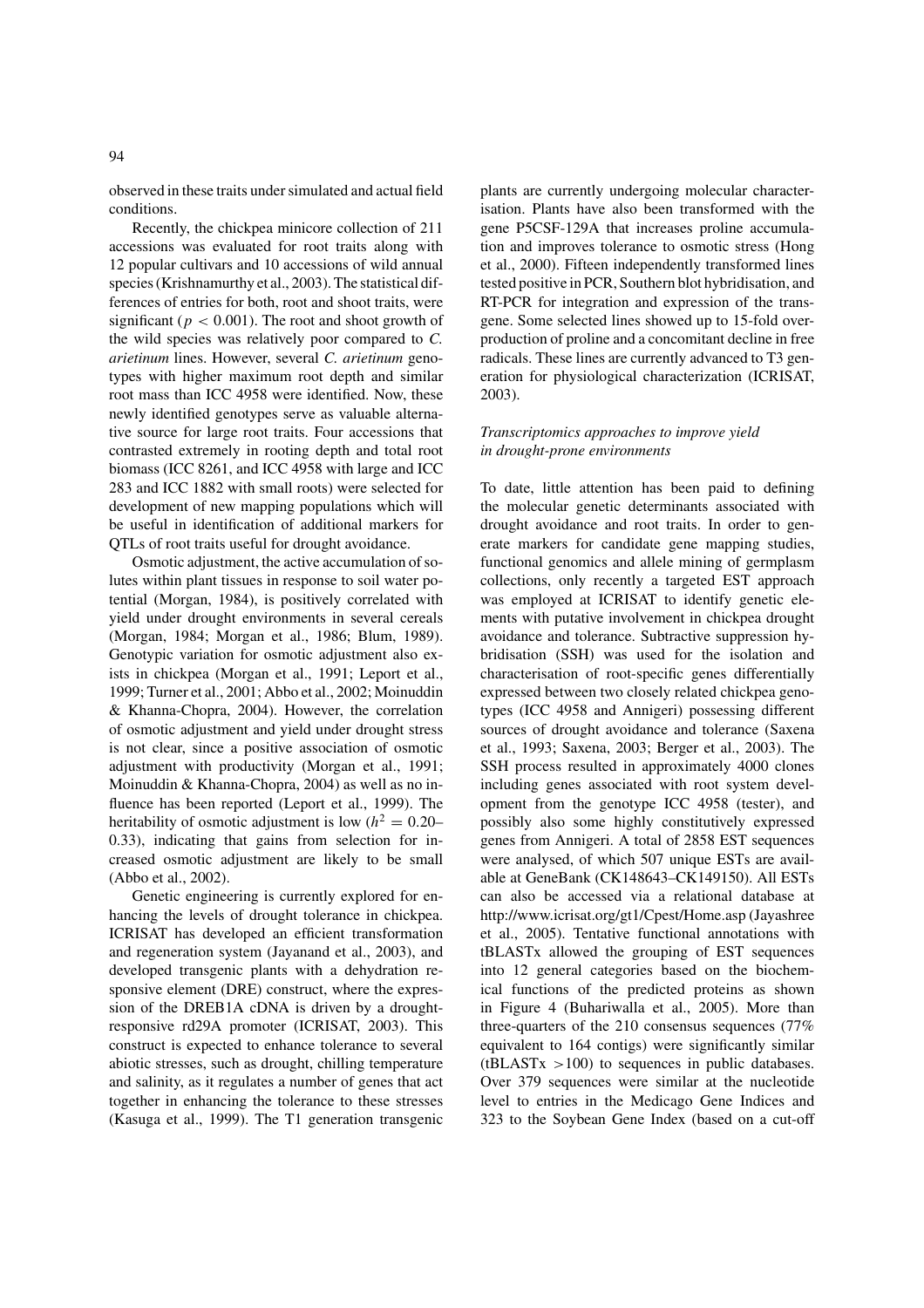observed in these traits under simulated and actual field conditions.

Recently, the chickpea minicore collection of 211 accessions was evaluated for root traits along with 12 popular cultivars and 10 accessions of wild annual species (Krishnamurthy et al., 2003). The statistical differences of entries for both, root and shoot traits, were significant ($p < 0.001$). The root and shoot growth of the wild species was relatively poor compared to *C. arietinum* lines. However, several *C. arietinum* genotypes with higher maximum root depth and similar root mass than ICC 4958 were identified. Now, these newly identified genotypes serve as valuable alternative source for large root traits. Four accessions that contrasted extremely in rooting depth and total root biomass (ICC 8261, and ICC 4958 with large and ICC 283 and ICC 1882 with small roots) were selected for development of new mapping populations which will be useful in identification of additional markers for QTLs of root traits useful for drought avoidance.

Osmotic adjustment, the active accumulation of solutes within plant tissues in response to soil water potential (Morgan, 1984), is positively correlated with yield under drought environments in several cereals (Morgan, 1984; Morgan et al., 1986; Blum, 1989). Genotypic variation for osmotic adjustment also exists in chickpea (Morgan et al., 1991; Leport et al., 1999; Turner et al., 2001; Abbo et al., 2002; Moinuddin & Khanna-Chopra, 2004). However, the correlation of osmotic adjustment and yield under drought stress is not clear, since a positive association of osmotic adjustment with productivity (Morgan et al., 1991; Moinuddin & Khanna-Chopra, 2004) as well as no influence has been reported (Leport et al., 1999). The heritability of osmotic adjustment is low ($h^2 = 0.20$–$0.33$), indicating that gains from selection for increased osmotic adjustment are likely to be small (Abbo et al., 2002).

Genetic engineering is currently explored for enhancing the levels of drought tolerance in chickpea. ICRISAT has developed an efficient transformation and regeneration system (Jayanand et al., 2003), and developed transgenic plants with a dehydration responsive element (DRE) construct, where the expression of the DREB1A cDNA is driven by a drought-responsive rd29A promoter (ICRISAT, 2003). This construct is expected to enhance tolerance to several abiotic stresses, such as drought, chilling temperature and salinity, as it regulates a number of genes that act together in enhancing the tolerance to these stresses (Kasuga et al., 1999). The T1 generation transgenic plants are currently undergoing molecular characterisation. Plants have also been transformed with the gene P5CSF-129A that increases proline accumulation and improves tolerance to osmotic stress (Hong et al., 2000). Fifteen independently transformed lines tested positive in PCR, Southern blot hybridisation, and RT-PCR for integration and expression of the transgene. Some selected lines showed up to 15-fold overproduction of proline and a concomitant decline in free radicals. These lines are currently advanced to T3 generation for physiological characterization (ICRISAT, 2003).

### *Transcriptomics approaches to improve yield in drought-prone environments*

To date, little attention has been paid to defining the molecular genetic determinants associated with drought avoidance and root traits. In order to generate markers for candidate gene mapping studies, functional genomics and allele mining of germplasm collections, only recently a targeted EST approach was employed at ICRISAT to identify genetic elements with putative involvement in chickpea drought avoidance and tolerance. Subtractive suppression hybridisation (SSH) was used for the isolation and characterisation of root-specific genes differentially expressed between two closely related chickpea genotypes (ICC 4958 and Annigeri) possessing different sources of drought avoidance and tolerance (Saxena et al., 1993; Saxena, 2003; Berger et al., 2003). The SSH process resulted in approximately 4000 clones including genes associated with root system development from the genotype ICC 4958 (tester), and possibly also some highly constitutively expressed genes from Annigeri. A total of 2858 EST sequences were analysed, of which 507 unique ESTs are available at GeneBank (CK148643–CK149150). All ESTs can also be accessed via a relational database at http://www.icrisat.org/gt1/Cpest/Home.asp (Jayashree et al., 2005). Tentative functional annotations with tBLASTx allowed the grouping of EST sequences into 12 general categories based on the biochemical functions of the predicted proteins as shown in Figure 4 (Buhariwalla et al., 2005). More than three-quarters of the 210 consensus sequences (77% equivalent to 164 contigs) were significantly similar (tBLASTx >100) to sequences in public databases. Over 379 sequences were similar at the nucleotide level to entries in the Medicago Gene Indices and 323 to the Soybean Gene Index (based on a cut-off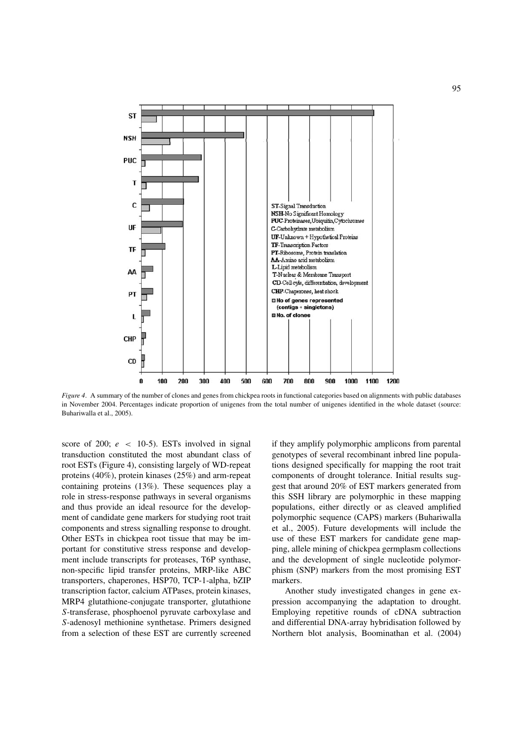*Figure 4*. A summary of the number of clones and genes from chickpea roots in functional categories based on alignments with public databases in November 2004. Percentages indicate proportion of unigenes from the total number of unigenes identified in the whole dataset (source: Buhariwalla et al., 2005).

score of 200; $e < 10\text{-}5$). ESTs involved in signal transduction constituted the most abundant class of root ESTs (Figure 4), consisting largely of WD-repeat proteins (40%), protein kinases (25%) and arm-repeat containing proteins (13%). These sequences play a role in stress-response pathways in several organisms and thus provide an ideal resource for the development of candidate gene markers for studying root trait components and stress signalling response to drought. Other ESTs in chickpea root tissue that may be important for constitutive stress response and development include transcripts for proteases, T6P synthase, non-specific lipid transfer proteins, MRP-like ABC transporters, chaperones, HSP70, TCP-1-alpha, bZIP transcription factor, calcium ATPases, protein kinases, MRP4 glutathione-conjugate transporter, glutathione *S*-transferase, phosphoenol pyruvate carboxylase and *S*-adenosyl methionine synthetase. Primers designed from a selection of these EST are currently screened if they amplify polymorphic amplicons from parental genotypes of several recombinant inbred line populations designed specifically for mapping the root trait components of drought tolerance. Initial results suggest that around 20% of EST markers generated from this SSH library are polymorphic in these mapping populations, either directly or as cleaved amplified polymorphic sequence (CAPS) markers (Buhariwalla et al., 2005). Future developments will include the use of these EST markers for candidate gene mapping, allele mining of chickpea germplasm collections and the development of single nucleotide polymorphism (SNP) markers from the most promising EST markers.

Another study investigated changes in gene expression accompanying the adaptation to drought. Employing repetitive rounds of cDNA subtraction and differential DNA-array hybridisation followed by Northern blot analysis, Boominathan et al. (2004)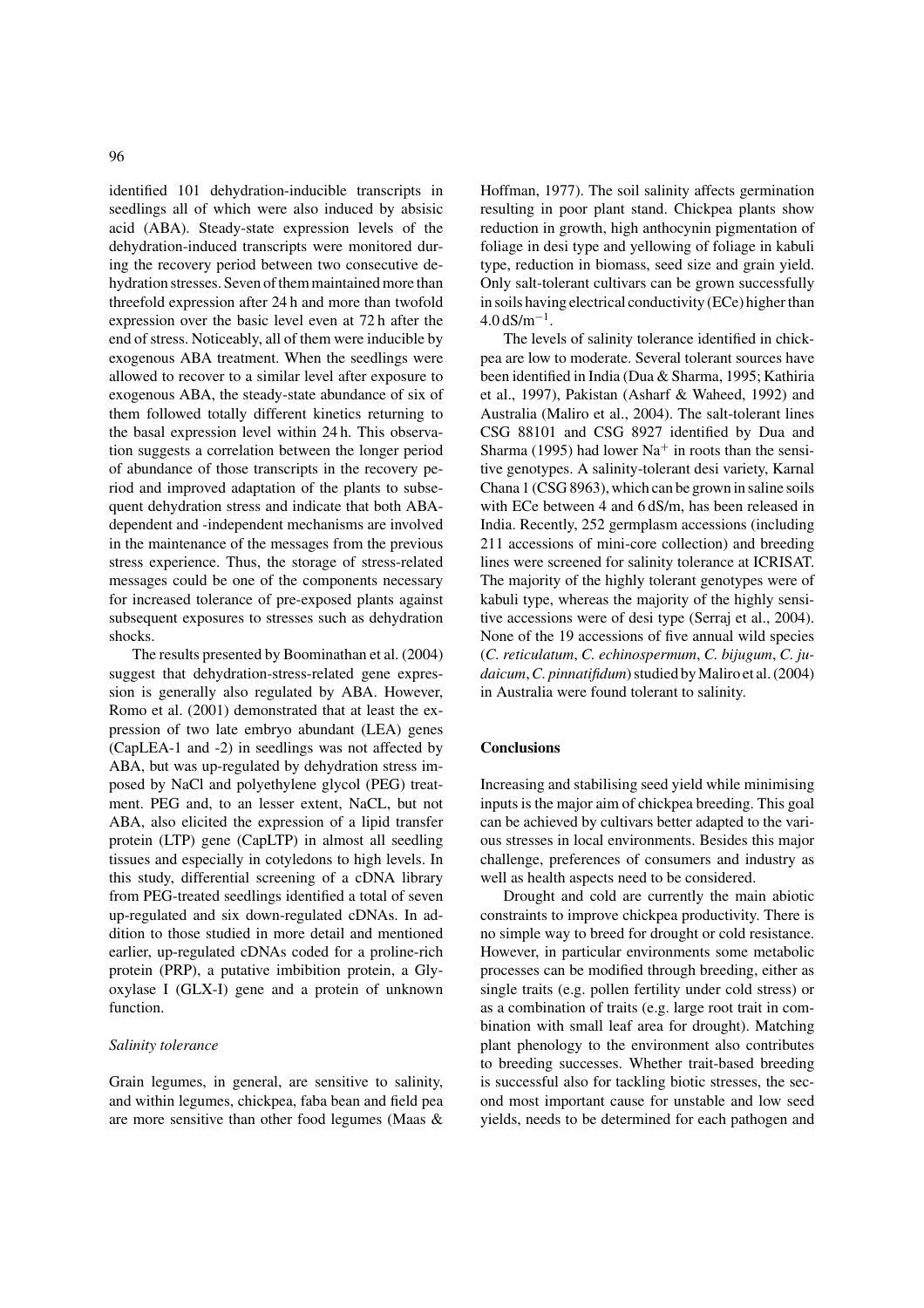identified 101 dehydration-inducible transcripts in seedlings all of which were also induced by absisic acid (ABA). Steady-state expression levels of the dehydration-induced transcripts were monitored during the recovery period between two consecutive dehydration stresses. Seven of them maintained more than threefold expression after 24 h and more than twofold expression over the basic level even at 72 h after the end of stress. Noticeably, all of them were inducible by exogenous ABA treatment. When the seedlings were allowed to recover to a similar level after exposure to exogenous ABA, the steady-state abundance of six of them followed totally different kinetics returning to the basal expression level within 24 h. This observation suggests a correlation between the longer period of abundance of those transcripts in the recovery period and improved adaptation of the plants to subsequent dehydration stress and indicate that both ABA-dependent and -independent mechanisms are involved in the maintenance of the messages from the previous stress experience. Thus, the storage of stress-related messages could be one of the components necessary for increased tolerance of pre-exposed plants against subsequent exposures to stresses such as dehydration shocks.

The results presented by Boominathan et al. (2004) suggest that dehydration-stress-related gene expression is generally also regulated by ABA. However, Romo et al. (2001) demonstrated that at least the expression of two late embryo abundant (LEA) genes (CapLEA-1 and -2) in seedlings was not affected by ABA, but was up-regulated by dehydration stress imposed by NaCl and polyethylene glycol (PEG) treatment. PEG and, to an lesser extent, NaCL, but not ABA, also elicited the expression of a lipid transfer protein (LTP) gene (CapLTP) in almost all seedling tissues and especially in cotyledons to high levels. In this study, differential screening of a cDNA library from PEG-treated seedlings identified a total of seven up-regulated and six down-regulated cDNAs. In addition to those studied in more detail and mentioned earlier, up-regulated cDNAs coded for a proline-rich protein (PRP), a putative imbibition protein, a Glyoxylase I (GLX-I) gene and a protein of unknown function.

*Salinity tolerance*

Grain legumes, in general, are sensitive to salinity, and within legumes, chickpea, faba bean and field pea are more sensitive than other food legumes (Maas & Hoffman, 1977). The soil salinity affects germination resulting in poor plant stand. Chickpea plants show reduction in growth, high anthocynin pigmentation of foliage in desi type and yellowing of foliage in kabuli type, reduction in biomass, seed size and grain yield. Only salt-tolerant cultivars can be grown successfully in soils having electrical conductivity (ECe) higher than $4.0\,dS/m^{-1}$.

The levels of salinity tolerance identified in chickpea are low to moderate. Several tolerant sources have been identified in India (Dua & Sharma, 1995; Kathiria et al., 1997), Pakistan (Asharf & Waheed, 1992) and Australia (Maliro et al., 2004). The salt-tolerant lines CSG 88101 and CSG 8927 identified by Dua and Sharma (1995) had lower $Na^+$ in roots than the sensitive genotypes. A salinity-tolerant desi variety, Karnal Chana 1 (CSG 8963), which can be grown in saline soils with ECe between 4 and 6 dS/m, has been released in India. Recently, 252 germplasm accessions (including 211 accessions of mini-core collection) and breeding lines were screened for salinity tolerance at ICRISAT. The majority of the highly tolerant genotypes were of kabuli type, whereas the majority of the highly sensitive accessions were of desi type (Serraj et al., 2004). None of the 19 accessions of five annual wild species (*C. reticulatum*, *C. echinospermum*, *C. bijugum*, *C. judaicum*, *C. pinnatifidum*) studied by Maliro et al. (2004) in Australia were found tolerant to salinity.

## Conclusions

Increasing and stabilising seed yield while minimising inputs is the major aim of chickpea breeding. This goal can be achieved by cultivars better adapted to the various stresses in local environments. Besides this major challenge, preferences of consumers and industry as well as health aspects need to be considered.

Drought and cold are currently the main abiotic constraints to improve chickpea productivity. There is no simple way to breed for drought or cold resistance. However, in particular environments some metabolic processes can be modified through breeding, either as single traits (e.g. pollen fertility under cold stress) or as a combination of traits (e.g. large root trait in combination with small leaf area for drought). Matching plant phenology to the environment also contributes to breeding successes. Whether trait-based breeding is successful also for tackling biotic stresses, the second most important cause for unstable and low seed yields, needs to be determined for each pathogen and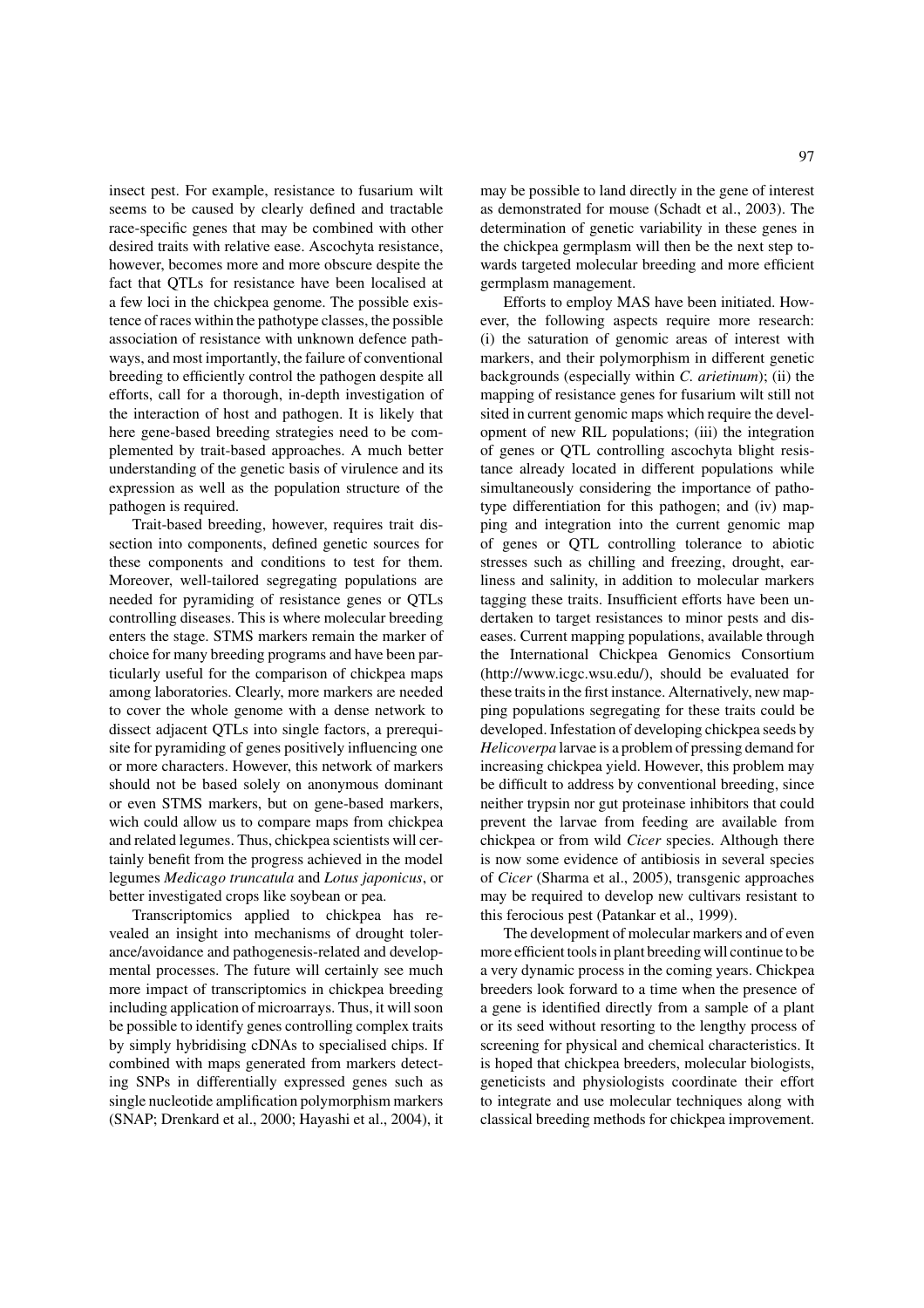insect pest. For example, resistance to fusarium wilt seems to be caused by clearly defined and tractable race-specific genes that may be combined with other desired traits with relative ease. Ascochyta resistance, however, becomes more and more obscure despite the fact that QTLs for resistance have been localised at a few loci in the chickpea genome. The possible existence of races within the pathotype classes, the possible association of resistance with unknown defence pathways, and most importantly, the failure of conventional breeding to efficiently control the pathogen despite all efforts, call for a thorough, in-depth investigation of the interaction of host and pathogen. It is likely that here gene-based breeding strategies need to be complemented by trait-based approaches. A much better understanding of the genetic basis of virulence and its expression as well as the population structure of the pathogen is required.

Trait-based breeding, however, requires trait dissection into components, defined genetic sources for these components and conditions to test for them. Moreover, well-tailored segregating populations are needed for pyramiding of resistance genes or QTLs controlling diseases. This is where molecular breeding enters the stage. STMS markers remain the marker of choice for many breeding programs and have been particularly useful for the comparison of chickpea maps among laboratories. Clearly, more markers are needed to cover the whole genome with a dense network to dissect adjacent QTLs into single factors, a prerequisite for pyramiding of genes positively influencing one or more characters. However, this network of markers should not be based solely on anonymous dominant or even STMS markers, but on gene-based markers, wich could allow us to compare maps from chickpea and related legumes. Thus, chickpea scientists will certainly benefit from the progress achieved in the model legumes *Medicago truncatula* and *Lotus japonicus*, or better investigated crops like soybean or pea.

Transcriptomics applied to chickpea has revealed an insight into mechanisms of drought tolerance/avoidance and pathogenesis-related and developmental processes. The future will certainly see much more impact of transcriptomics in chickpea breeding including application of microarrays. Thus, it will soon be possible to identify genes controlling complex traits by simply hybridising cDNAs to specialised chips. If combined with maps generated from markers detecting SNPs in differentially expressed genes such as single nucleotide amplification polymorphism markers (SNAP; Drenkard et al., 2000; Hayashi et al., 2004), it may be possible to land directly in the gene of interest as demonstrated for mouse (Schadt et al., 2003). The determination of genetic variability in these genes in the chickpea germplasm will then be the next step towards targeted molecular breeding and more efficient germplasm management.

Efforts to employ MAS have been initiated. However, the following aspects require more research: (i) the saturation of genomic areas of interest with markers, and their polymorphism in different genetic backgrounds (especially within *C. arietinum*); (ii) the mapping of resistance genes for fusarium wilt still not sited in current genomic maps which require the development of new RIL populations; (iii) the integration of genes or QTL controlling ascochyta blight resistance already located in different populations while simultaneously considering the importance of pathotype differentiation for this pathogen; and (iv) mapping and integration into the current genomic map of genes or QTL controlling tolerance to abiotic stresses such as chilling and freezing, drought, earliness and salinity, in addition to molecular markers tagging these traits. Insufficient efforts have been undertaken to target resistances to minor pests and diseases. Current mapping populations, available through the International Chickpea Genomics Consortium (http://www.icgc.wsu.edu/), should be evaluated for these traits in the first instance. Alternatively, new mapping populations segregating for these traits could be developed. Infestation of developing chickpea seeds by *Helicoverpa* larvae is a problem of pressing demand for increasing chickpea yield. However, this problem may be difficult to address by conventional breeding, since neither trypsin nor gut proteinase inhibitors that could prevent the larvae from feeding are available from chickpea or from wild *Cicer* species. Although there is now some evidence of antibiosis in several species of *Cicer* (Sharma et al., 2005), transgenic approaches may be required to develop new cultivars resistant to this ferocious pest (Patankar et al., 1999).

The development of molecular markers and of even more efficient tools in plant breeding will continue to be a very dynamic process in the coming years. Chickpea breeders look forward to a time when the presence of a gene is identified directly from a sample of a plant or its seed without resorting to the lengthy process of screening for physical and chemical characteristics. It is hoped that chickpea breeders, molecular biologists, geneticists and physiologists coordinate their effort to integrate and use molecular techniques along with classical breeding methods for chickpea improvement.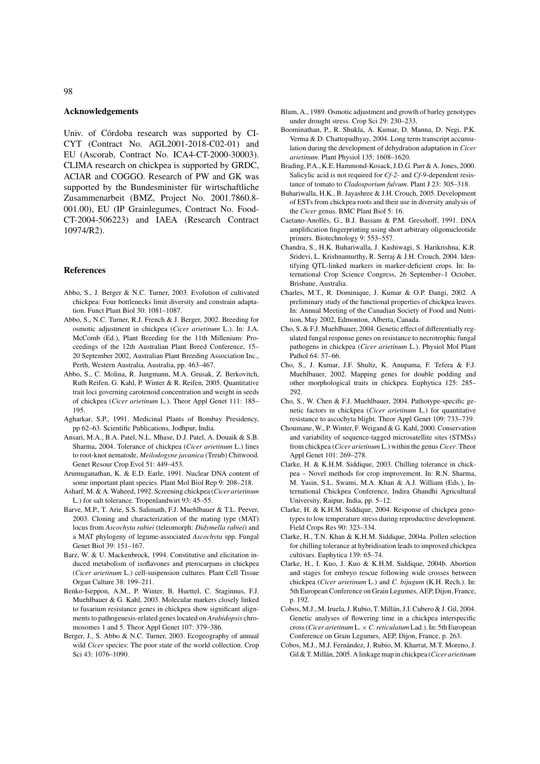## Acknowledgements

Univ. of Córdoba research was supported by CICYT (Contract No. AGL2001-2018-C02-01) and EU (Ascorab, Contract No. ICA4-CT-2000-30003). CLIMA research on chickpea is supported by GRDC, ACIAR and COGGO. Research of PW and GK was supported by the Bundesminister für wirtschaftliche Zusammenarbeit (BMZ, Project No. 2001.7860.8-001.00), EU (IP Grainlegumes, Contract No. Food-CT-2004-506223) and IAEA (Research Contract 10974/R2).

## References

Abbo, S., J. Berger & N.C. Turner, 2003. Evolution of cultivated chickpea: Four bottlenecks limit diversity and constrain adaptation. Funct Plant Biol 30: 1081–1087.

Abbo, S., N.C. Turner, R.J. French & J. Berger, 2002. Breeding for osmotic adjustment in chickpea (*Cicer arietinum* L.). In: J.A. McComb (Ed.), Plant Breeding for the 11th Millenium: Proceedings of the 12th Australian Plant Breed Conference, 15–20 September 2002, Australian Plant Breeding Association Inc., Perth, Western Australia, Australia, pp. 463–467.

Abbo, S., C. Molina, R. Jungmann, M.A. Grusak, Z. Berkovitch, Ruth Reifen, G. Kahl, P. Winter & R. Reifen, 2005. Quantitative trait loci governing carotenoid concentration and weight in seeds of chickpea (*Cicer arietinum* L.). Theor Appl Genet 111: 185–195.

Agharkar, S.P., 1991. Medicinal Plants of Bombay Presidency, pp 62–63. Scientific Publications, Jodhpur, India.

Ansari, M.A., B.A. Patel, N.L. Mhase, D.J. Patel, A. Douaik & S.B. Sharma, 2004. Tolerance of chickpea (*Cicer arietinum* L.) lines to root-knot nematode, *Meilodogyne javanica* (Treub) Chitwood. Genet Resour Crop Evol 51: 449–453.

Arumuganathan, K. & E.D. Earle, 1991. Nuclear DNA content of some important plant species. Plant Mol Biol Rep 9: 208–218.

Asharf, M. & A. Waheed, 1992. Screening chickpea (*Cicer arietinum* L.) for salt tolerance. Tropenlandwirt 93: 45–55.

Barve, M.P., T. Arie, S.S. Salimath, F.J. Muehlbauer & T.L. Peever, 2003. Cloning and characterization of the mating type (MAT) locus from *Ascochyta rabiei* (teleomorph: *Didymella rabiei*) and a MAT phylogeny of legume-associated *Ascochyta* spp. Fungal Genet Biol 39: 151–167.

Barz, W. & U. Mackenbrock, 1994. Constitutive and elicitation induced metabolism of isoflavones and pterocarpans in chickpea (*Cicer arietinum* L.) cell-suspension cultures. Plant Cell Tissue Organ Culture 38: 199–211.

Benko-Iseppon, A.M., P. Winter, B. Huettel, C. Staginnus, F.J. Muehlbauer & G. Kahl, 2003. Molecular markers closely linked to fusarium resistance genes in chickpea show significant alignments to pathogenesis-related genes located on *Arabidopsis* chromosomes 1 and 5. Theor Appl Genet 107: 379–386.

Berger, J., S. Abbo & N.C. Turner, 2003. Ecogeography of annual wild *Cicer* species: The poor state of the world collection. Crop Sci 43: 1076–1090.

Blum, A., 1989. Osmotic adjustment and growth of barley genotypes under drought stress. Crop Sci 29: 230–233.

Boominathan, P., R. Shukla, A. Kumar, D. Manna, D. Negi, P.K. Verma & D. Chattopadhyay, 2004. Long term transcript accumulation during the development of dehydration adaptation in *Cicer arietinum*. Plant Physiol 135: 1608–1620.

Brading, P.A., K.E. Hammond-Kosack, J.D.G. Parr & A. Jones, 2000. Salicylic acid is not required for *Cf-2*- and *Cf-9*-dependent resistance of tomato to *Cladosporium fulvum*. Plant J 23: 305–318.

Buhariwalla, H.K., B. Jayashree & J.H. Crouch, 2005. Development of ESTs from chickpea roots and their use in diversity analysis of the *Cicer* genus. BMC Plant Biol 5: 16.

Caetano-Anollés, G., B.J. Bassam & P.M. Gresshoff, 1991. DNA amplification fingerprinting using short arbitrary oligonucleotide primers. Biotechnology 9: 553–557.

Chandra, S., H.K. Buhariwalla, J. Kashiwagi, S. Harikrishna, K.R. Sridevi, L. Krishnamurthy, R. Serraj & J.H. Crouch, 2004. Identifying QTL-linked markers in marker-deficient crops. In: International Crop Science Congress, 26 September–1 October, Brisbane, Australia.

Charles, M.T., R. Dominique, J. Kumar & O.P. Dangi, 2002. A preliminary study of the functional properties of chickpea leaves. In: Annual Meeting of the Canadian Society of Food and Nutrition, May 2002, Edmonton, Alberta, Canada.

Cho, S. & F.J. Muehlbauer, 2004. Genetic effect of differentially regulated fungal response genes on resistance to necrotrophic fungal pathogens in chickpea (*Cicer arietinum* L.). Physiol Mol Plant Pathol 64: 57–66.

Cho, S., J. Kumar, J.F. Shultz, K. Anupama, F. Tefera & F.J. Muehlbauer, 2002. Mapping genes for double podding and other morphological traits in chickpea. Euphytica 125: 285–292.

Cho, S., W. Chen & F.J. Muehlbauer, 2004. Pathotype-specific genetic factors in chickpea (*Cicer arietinum* L.) for quantitative resistance to ascochyta blight. Theor Appl Genet 109: 733–739.

Choumane, W., P. Winter, F. Weigand & G. Kahl, 2000. Conservation and variability of sequence-tagged microsatellite sites (STMSs) from chickpea (*Cicer arietinum* L.) within the genus *Cicer*. Theor Appl Genet 101: 269–278.

Clarke, H. & K.H.M. Siddique, 2003. Chilling tolerance in chickpea – Novel methods for crop improvement. In: R.N. Sharma, M. Yasin, S.L. Swami, M.A. Khan & A.J. William (Eds.), International Chickpea Conference, Indira Ghandhi Agricultural University, Raipur, India, pp. 5–12.

Clarke, H. & K.H.M. Siddique, 2004. Response of chickpea genotypes to low temperature stress during reproductive development. Field Crops Res 90: 323–334.

Clarke, H., T.N. Khan & K.H.M. Siddique, 2004a. Pollen selection for chilling tolerance at hybridisation leads to improved chickpea cultivars. Euphytica 139: 65–74.

Clarke, H., I. Kuo, J. Kuo & K.H.M. Siddique, 2004b. Abortion and stages for embryo rescue following wide crosses between chickpea (*Cicer arietinum* L.) and *C. bijugum* (K.H. Rech.). In: 5th European Conference on Grain Legumes, AEP, Dijon, France, p. 192.

Cobos, M.J., M. Iruela, J. Rubio, T. Millán, J.I. Cubero & J. Gil, 2004. Genetic analyses of flowering time in a chickpea interspecific cross (*Cicer arietinum* L. × *C. reticulatum* Lad.). In: 5th European Conference on Grain Legumes, AEP, Dijon, France, p. 263.

Cobos, M.J., M.J. Fernández, J. Rubio, M. Kharrat, M.T. Moreno, J. Gil & T. Millán, 2005. A linkage map in chickpea (*Cicer arietinum*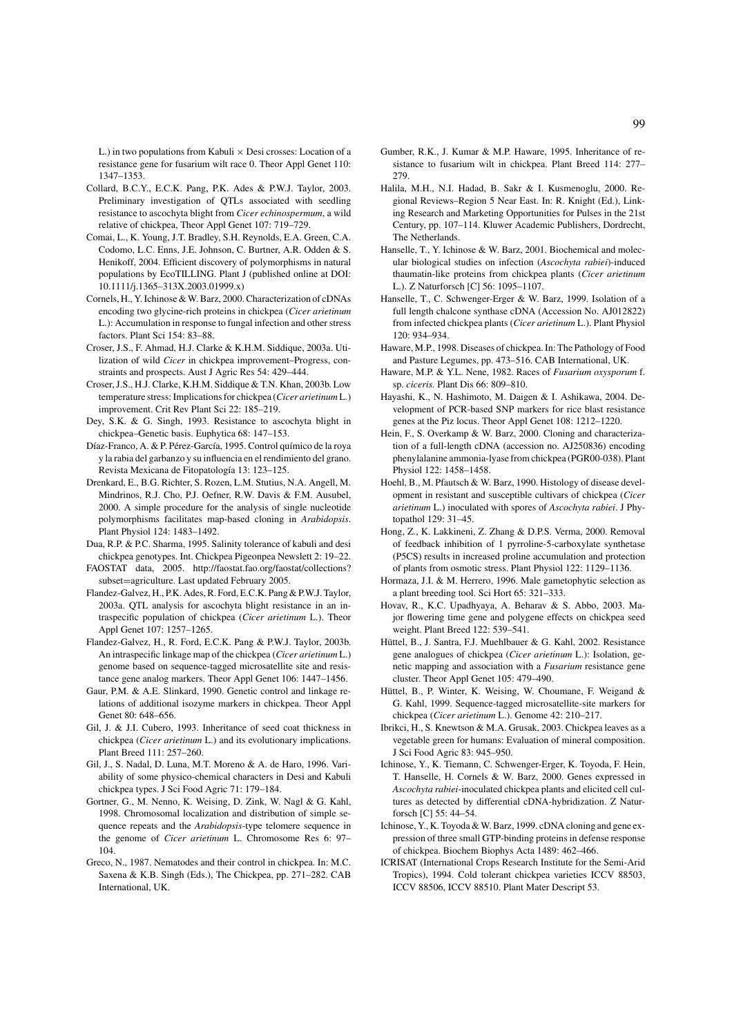L.) in two populations from Kabuli × Desi crosses: Location of a resistance gene for fusarium wilt race 0. Theor Appl Genet 110: 1347–1353.

Collard, B.C.Y., E.C.K. Pang, P.K. Ades & P.W.J. Taylor, 2003. Preliminary investigation of QTLs associated with seedling resistance to ascochyta blight from *Cicer echinospermum*, a wild relative of chickpea, Theor Appl Genet 107: 719–729.

Comai, L., K. Young, J.T. Bradley, S.H. Reynolds, E.A. Green, C.A. Codomo, L.C. Enns, J.E. Johnson, C. Burtner, A.R. Odden & S. Henikoff, 2004. Efficient discovery of polymorphisms in natural populations by EcoTILLING. Plant J (published online at DOI: 10.1111/j.1365–313X.2003.01999.x)

Cornels, H., Y. Ichinose & W. Barz, 2000. Characterization of cDNAs encoding two glycine-rich proteins in chickpea (*Cicer arietinum* L.): Accumulation in response to fungal infection and other stress factors. Plant Sci 154: 83–88.

Croser, J.S., F. Ahmad, H.J. Clarke & K.H.M. Siddique, 2003a. Utilization of wild *Cicer* in chickpea improvement–Progress, constraints and prospects. Aust J Agric Res 54: 429–444.

Croser, J.S., H.J. Clarke, K.H.M. Siddique & T.N. Khan, 2003b. Low temperature stress: Implications for chickpea (*Cicer arietinum* L.) improvement. Crit Rev Plant Sci 22: 185–219.

Dey, S.K. & G. Singh, 1993. Resistance to ascochyta blight in chickpea–Genetic basis. Euphytica 68: 147–153.

Díaz-Franco, A. & P. Pérez-García, 1995. Control químico de la roya y la rabia del garbanzo y su influencia en el rendimiento del grano. Revista Mexicana de Fitopatología 13: 123–125.

Drenkard, E., B.G. Richter, S. Rozen, L.M. Stutius, N.A. Angell, M. Mindrinos, R.J. Cho, P.J. Oefner, R.W. Davis & F.M. Ausubel, 2000. A simple procedure for the analysis of single nucleotide polymorphisms facilitates map-based cloning in *Arabidopsis*. Plant Physiol 124: 1483–1492.

Dua, R.P. & P.C. Sharma, 1995. Salinity tolerance of kabuli and desi chickpea genotypes. Int. Chickpea Pigeonpea Newslett 2: 19–22.

FAOSTAT data, 2005. http://faostat.fao.org/faostat/collections?subset=agriculture. Last updated February 2005.

Flandez-Galvez, H., P.K. Ades, R. Ford, E.C.K. Pang & P.W.J. Taylor, 2003a. QTL analysis for ascochyta blight resistance in an intraspecific population of chickpea (*Cicer arietinum* L.). Theor Appl Genet 107: 1257–1265.

Flandez-Galvez, H., R. Ford, E.C.K. Pang & P.W.J. Taylor, 2003b. An intraspecific linkage map of the chickpea (*Cicer arietinum* L.) genome based on sequence-tagged microsatellite site and resistance gene analog markers. Theor Appl Genet 106: 1447–1456.

Gaur, P.M. & A.E. Slinkard, 1990. Genetic control and linkage relations of additional isozyme markers in chickpea. Theor Appl Genet 80: 648–656.

Gil, J. & J.I. Cubero, 1993. Inheritance of seed coat thickness in chickpea (*Cicer arietinum* L.) and its evolutionary implications. Plant Breed 111: 257–260.

Gil, J., S. Nadal, D. Luna, M.T. Moreno & A. de Haro, 1996. Variability of some physico-chemical characters in Desi and Kabuli chickpea types. J Sci Food Agric 71: 179–184.

Gortner, G., M. Nenno, K. Weising, D. Zink, W. Nagl & G. Kahl, 1998. Chromosomal localization and distribution of simple sequence repeats and the *Arabidopsis*-type telomere sequence in the genome of *Cicer arietinum* L. Chromosome Res 6: 97–104.

Greco, N., 1987. Nematodes and their control in chickpea. In: M.C. Saxena & K.B. Singh (Eds.), The Chickpea, pp. 271–282. CAB International, UK.

Gumber, R.K., J. Kumar & M.P. Haware, 1995. Inheritance of resistance to fusarium wilt in chickpea. Plant Breed 114: 277–279.

Halila, M.H., N.I. Hadad, B. Sakr & I. Kusmenoglu, 2000. Regional Reviews–Region 5 Near East. In: R. Knight (Ed.), Linking Research and Marketing Opportunities for Pulses in the 21st Century, pp. 107–114. Kluwer Academic Publishers, Dordrecht, The Netherlands.

Hanselle, T., Y. Ichinose & W. Barz, 2001. Biochemical and molecular biological studies on infection (*Ascochyta rabiei*)-induced thaumatin-like proteins from chickpea plants (*Cicer arietinum* L.). Z Naturforsch [C] 56: 1095–1107.

Hanselle, T., C. Schwenger-Erger & W. Barz, 1999. Isolation of a full length chalcone synthase cDNA (Accession No. AJ012822) from infected chickpea plants (*Cicer arietinum* L.). Plant Physiol 120: 934–934.

Haware, M.P., 1998. Diseases of chickpea. In: The Pathology of Food and Pasture Legumes, pp. 473–516. CAB International, UK.

Haware, M.P. & Y.L. Nene, 1982. Races of *Fusarium oxysporum* f. sp. *ciceris*. Plant Dis 66: 809–810.

Hayashi, K., N. Hashimoto, M. Daigen & I. Ashikawa, 2004. Development of PCR-based SNP markers for rice blast resistance genes at the Piz locus. Theor Appl Genet 108: 1212–1220.

Hein, F., S. Overkamp & W. Barz, 2000. Cloning and characterization of a full-length cDNA (accession no. AJ250836) encoding phenylalanine ammonia-lyase from chickpea (PGR00-038). Plant Physiol 122: 1458–1458.

Hoehl, B., M. Pfautsch & W. Barz, 1990. Histology of disease development in resistant and susceptible cultivars of chickpea (*Cicer arietinum* L.) inoculated with spores of *Ascochyta rabiei*. J Phytopathol 129: 31–45.

Hong, Z., K. Lakkineni, Z. Zhang & D.P.S. Verma, 2000. Removal of feedback inhibition of 1 pyrroline-5-carboxylate synthetase (P5CS) results in increased proline accumulation and protection of plants from osmotic stress. Plant Physiol 122: 1129–1136.

Hormaza, J.I. & M. Herrero, 1996. Male gametophytic selection as a plant breeding tool. Sci Hort 65: 321–333.

Hovav, R., K.C. Upadhyaya, A. Beharav & S. Abbo, 2003. Major flowering time gene and polygene effects on chickpea seed weight. Plant Breed 122: 539–541.

Hüttel, B., J. Santra, F.J. Muehlbauer & G. Kahl, 2002. Resistance gene analogues of chickpea (*Cicer arietinum* L.): Isolation, genetic mapping and association with a *Fusarium* resistance gene cluster. Theor Appl Genet 105: 479–490.

Hüttel, B., P. Winter, K. Weising, W. Choumane, F. Weigand & G. Kahl, 1999. Sequence-tagged microsatellite-site markers for chickpea (*Cicer arietinum* L.). Genome 42: 210–217.

Ibrikci, H., S. Knewtson & M.A. Grusak, 2003. Chickpea leaves as a vegetable green for humans: Evaluation of mineral composition. J Sci Food Agric 83: 945–950.

Ichinose, Y., K. Tiemann, C. Schwenger-Erger, K. Toyoda, F. Hein, T. Hanselle, H. Cornels & W. Barz, 2000. Genes expressed in *Ascochyta rabiei*-inoculated chickpea plants and elicited cell cultures as detected by differential cDNA-hybridization. Z Naturforsch [C] 55: 44–54.

Ichinose, Y., K. Toyoda & W. Barz, 1999. cDNA cloning and gene expression of three small GTP-binding proteins in defense response of chickpea. Biochem Biophys Acta 1489: 462–466.

ICRISAT (International Crops Research Institute for the Semi-Arid Tropics), 1994. Cold tolerant chickpea varieties ICCV 88503, ICCV 88506, ICCV 88510. Plant Mater Descript 53.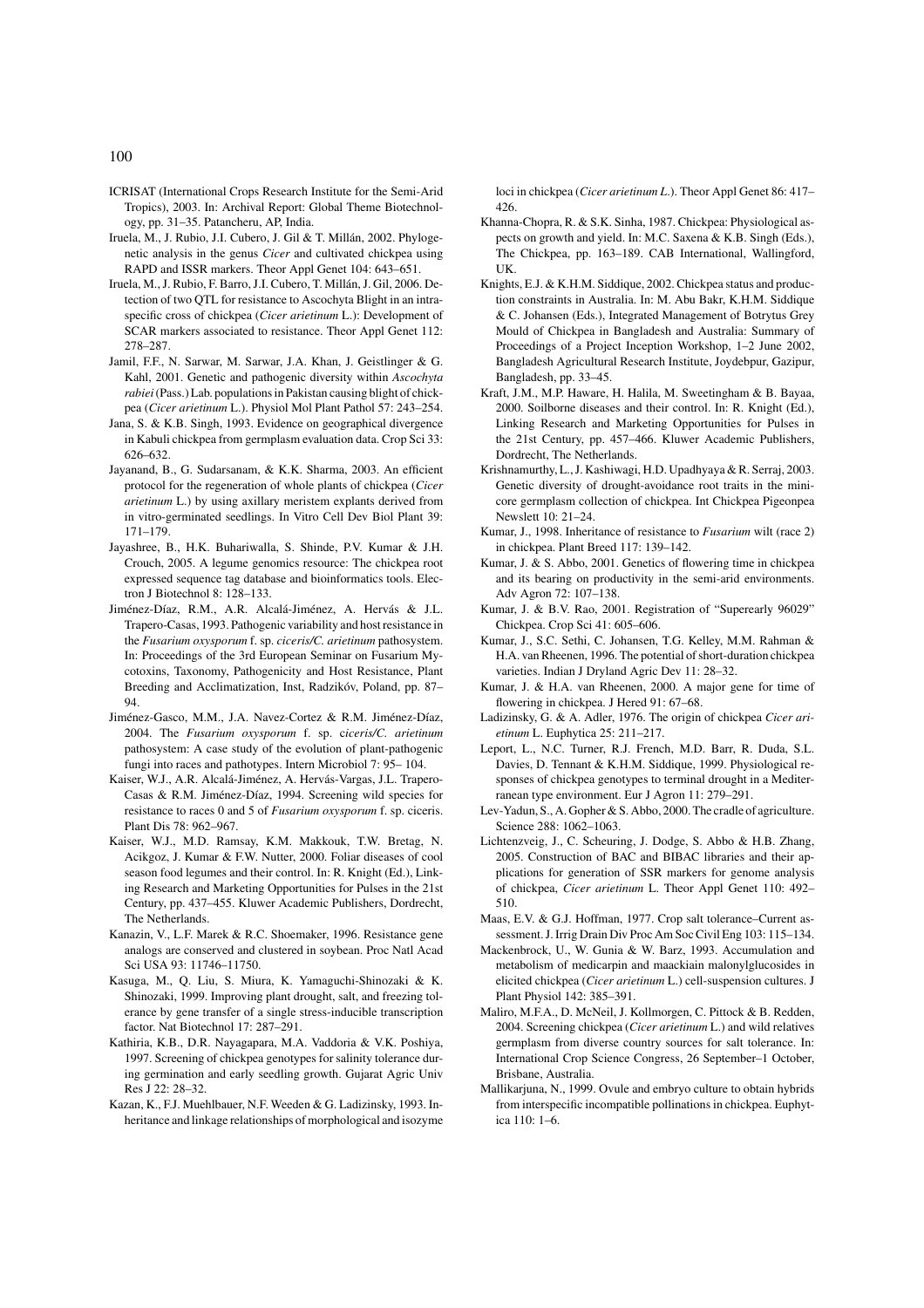ICRISAT (International Crops Research Institute for the Semi-Arid Tropics), 2003. In: Archival Report: Global Theme Biotechnology, pp. 31–35. Patancheru, AP, India.

Iruela, M., J. Rubio, J.I. Cubero, J. Gil & T. Millán, 2002. Phylogenetic analysis in the genus *Cicer* and cultivated chickpea using RAPD and ISSR markers. Theor Appl Genet 104: 643–651.

Iruela, M., J. Rubio, F. Barro, J.I. Cubero, T. Millán, J. Gil, 2006. Detection of two QTL for resistance to Ascochyta Blight in an intraspecific cross of chickpea (*Cicer arietinum* L.): Development of SCAR markers associated to resistance. Theor Appl Genet 112: 278–287.

Jamil, F.F., N. Sarwar, M. Sarwar, J.A. Khan, J. Geistlinger & G. Kahl, 2001. Genetic and pathogenic diversity within *Ascochyta rabiei* (Pass.) Lab. populations in Pakistan causing blight of chickpea (*Cicer arietinum* L.). Physiol Mol Plant Pathol 57: 243–254.

Jana, S. & K.B. Singh, 1993. Evidence on geographical divergence in Kabuli chickpea from germplasm evaluation data. Crop Sci 33: 626–632.

Jayanand, B., G. Sudarsanam, & K.K. Sharma, 2003. An efficient protocol for the regeneration of whole plants of chickpea (*Cicer arietinum* L.) by using axillary meristem explants derived from in vitro-germinated seedlings. In Vitro Cell Dev Biol Plant 39: 171–179.

Jayashree, B., H.K. Buhariwalla, S. Shinde, P.V. Kumar & J.H. Crouch, 2005. A legume genomics resource: The chickpea root expressed sequence tag database and bioinformatics tools. Electron J Biotechnol 8: 128–133.

Jiménez-Díaz, R.M., A.R. Alcalá-Jiménez, A. Hervás & J.L. Trapero-Casas, 1993. Pathogenic variability and host resistance in the *Fusarium oxysporum* f. sp. *ciceris/C. arietinum* pathosystem. In: Proceedings of the 3rd European Seminar on Fusarium Mycotoxins, Taxonomy, Pathogenicity and Host Resistance, Plant Breeding and Acclimatization, Inst, Radzikóv, Poland, pp. 87–94.

Jiménez-Gasco, M.M., J.A. Navez-Cortez & R.M. Jiménez-Díaz, 2004. The *Fusarium oxysporum* f. sp. c*iceris/C. arietinum* pathosystem: A case study of the evolution of plant-pathogenic fungi into races and pathotypes. Intern Microbiol 7: 95– 104.

Kaiser, W.J., A.R. Alcalá-Jiménez, A. Hervás-Vargas, J.L. Trapero-Casas & R.M. Jiménez-Díaz, 1994. Screening wild species for resistance to races 0 and 5 of *Fusarium oxysporum* f. sp. ciceris. Plant Dis 78: 962–967.

Kaiser, W.J., M.D. Ramsay, K.M. Makkouk, T.W. Bretag, N. Acikgoz, J. Kumar & F.W. Nutter, 2000. Foliar diseases of cool season food legumes and their control. In: R. Knight (Ed.), Linking Research and Marketing Opportunities for Pulses in the 21st Century, pp. 437–455. Kluwer Academic Publishers, Dordrecht, The Netherlands.

Kanazin, V., L.F. Marek & R.C. Shoemaker, 1996. Resistance gene analogs are conserved and clustered in soybean. Proc Natl Acad Sci USA 93: 11746–11750.

Kasuga, M., Q. Liu, S. Miura, K. Yamaguchi-Shinozaki & K. Shinozaki, 1999. Improving plant drought, salt, and freezing tolerance by gene transfer of a single stress-inducible transcription factor. Nat Biotechnol 17: 287–291.

Kathiria, K.B., D.R. Nayagapara, M.A. Vaddoria & V.K. Poshiya, 1997. Screening of chickpea genotypes for salinity tolerance during germination and early seedling growth. Gujarat Agric Univ Res J 22: 28–32.

Kazan, K., F.J. Muehlbauer, N.F. Weeden & G. Ladizinsky, 1993. Inheritance and linkage relationships of morphological and isozyme loci in chickpea (*Cicer arietinum L.*). Theor Appl Genet 86: 417–426.

Khanna-Chopra, R. & S.K. Sinha, 1987. Chickpea: Physiological aspects on growth and yield. In: M.C. Saxena & K.B. Singh (Eds.), The Chickpea, pp. 163–189. CAB International, Wallingford, UK.

Knights, E.J. & K.H.M. Siddique, 2002. Chickpea status and production constraints in Australia. In: M. Abu Bakr, K.H.M. Siddique & C. Johansen (Eds.), Integrated Management of Botrytus Grey Mould of Chickpea in Bangladesh and Australia: Summary of Proceedings of a Project Inception Workshop, 1–2 June 2002, Bangladesh Agricultural Research Institute, Joydebpur, Gazipur, Bangladesh, pp. 33–45.

Kraft, J.M., M.P. Haware, H. Halila, M. Sweetingham & B. Bayaa, 2000. Soilborne diseases and their control. In: R. Knight (Ed.), Linking Research and Marketing Opportunities for Pulses in the 21st Century, pp. 457–466. Kluwer Academic Publishers, Dordrecht, The Netherlands.

Krishnamurthy, L., J. Kashiwagi, H.D. Upadhyaya & R. Serraj, 2003. Genetic diversity of drought-avoidance root traits in the mini-core germplasm collection of chickpea. Int Chickpea Pigeonpea Newslett 10: 21–24.

Kumar, J., 1998. Inheritance of resistance to *Fusarium* wilt (race 2) in chickpea. Plant Breed 117: 139–142.

Kumar, J. & S. Abbo, 2001. Genetics of flowering time in chickpea and its bearing on productivity in the semi-arid environments. Adv Agron 72: 107–138.

Kumar, J. & B.V. Rao, 2001. Registration of "Superearly 96029" Chickpea. Crop Sci 41: 605–606.

Kumar, J., S.C. Sethi, C. Johansen, T.G. Kelley, M.M. Rahman & H.A. van Rheenen, 1996. The potential of short-duration chickpea varieties. Indian J Dryland Agric Dev 11: 28–32.

Kumar, J. & H.A. van Rheenen, 2000. A major gene for time of flowering in chickpea. J Hered 91: 67–68.

Ladizinsky, G. & A. Adler, 1976. The origin of chickpea *Cicer arietinum* L. Euphytica 25: 211–217.

Leport, L., N.C. Turner, R.J. French, M.D. Barr, R. Duda, S.L. Davies, D. Tennant & K.H.M. Siddique, 1999. Physiological responses of chickpea genotypes to terminal drought in a Mediterranean type environment. Eur J Agron 11: 279–291.

Lev-Yadun, S., A. Gopher & S. Abbo, 2000. The cradle of agriculture. Science 288: 1062–1063.

Lichtenzveig, J., C. Scheuring, J. Dodge, S. Abbo & H.B. Zhang, 2005. Construction of BAC and BIBAC libraries and their applications for generation of SSR markers for genome analysis of chickpea, *Cicer arietinum* L. Theor Appl Genet 110: 492–510.

Maas, E.V. & G.J. Hoffman, 1977. Crop salt tolerance–Current assessment. J. Irrig Drain Div Proc Am Soc Civil Eng 103: 115–134.

Mackenbrock, U., W. Gunia & W. Barz, 1993. Accumulation and metabolism of medicarpin and maackiain malonylglucosides in elicited chickpea (*Cicer arietinum* L.) cell-suspension cultures. J Plant Physiol 142: 385–391.

Maliro, M.F.A., D. McNeil, J. Kollmorgen, C. Pittock & B. Redden, 2004. Screening chickpea (*Cicer arietinum* L.) and wild relatives germplasm from diverse country sources for salt tolerance. In: International Crop Science Congress, 26 September–1 October, Brisbane, Australia.

Mallikarjuna, N., 1999. Ovule and embryo culture to obtain hybrids from interspecific incompatible pollinations in chickpea. Euphytica 110: 1–6.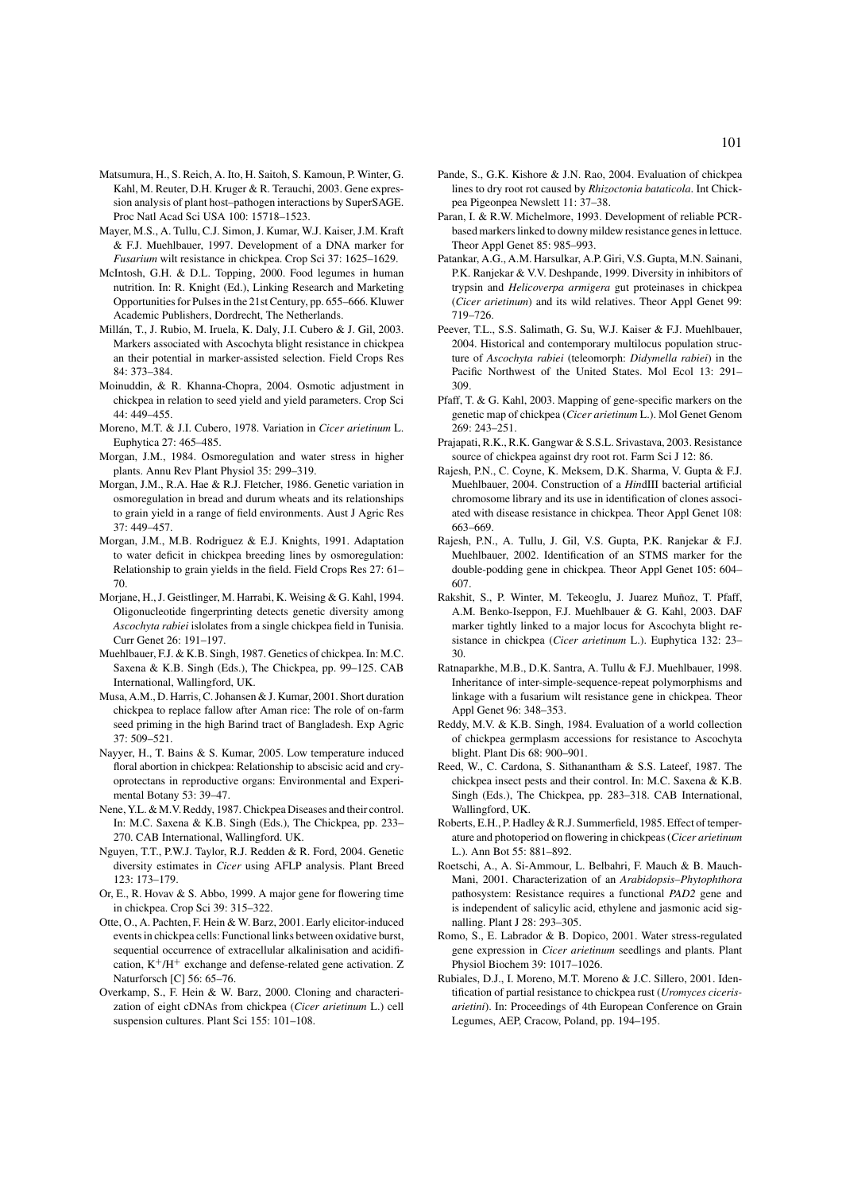Matsumura, H., S. Reich, A. Ito, H. Saitoh, S. Kamoun, P. Winter, G. Kahl, M. Reuter, D.H. Kruger & R. Terauchi, 2003. Gene expression analysis of plant host–pathogen interactions by SuperSAGE. Proc Natl Acad Sci USA 100: 15718–1523.

Mayer, M.S., A. Tullu, C.J. Simon, J. Kumar, W.J. Kaiser, J.M. Kraft & F.J. Muehlbauer, 1997. Development of a DNA marker for *Fusarium* wilt resistance in chickpea. Crop Sci 37: 1625–1629.

McIntosh, G.H. & D.L. Topping, 2000. Food legumes in human nutrition. In: R. Knight (Ed.), Linking Research and Marketing Opportunities for Pulses in the 21st Century, pp. 655–666. Kluwer Academic Publishers, Dordrecht, The Netherlands.

Millán, T., J. Rubio, M. Iruela, K. Daly, J.I. Cubero & J. Gil, 2003. Markers associated with Ascochyta blight resistance in chickpea an their potential in marker-assisted selection. Field Crops Res 84: 373–384.

Moinuddin, & R. Khanna-Chopra, 2004. Osmotic adjustment in chickpea in relation to seed yield and yield parameters. Crop Sci 44: 449–455.

Moreno, M.T. & J.I. Cubero, 1978. Variation in *Cicer arietinum* L. Euphytica 27: 465–485.

Morgan, J.M., 1984. Osmoregulation and water stress in higher plants. Annu Rev Plant Physiol 35: 299–319.

Morgan, J.M., R.A. Hae & R.J. Fletcher, 1986. Genetic variation in osmoregulation in bread and durum wheats and its relationships to grain yield in a range of field environments. Aust J Agric Res 37: 449–457.

Morgan, J.M., M.B. Rodriguez & E.J. Knights, 1991. Adaptation to water deficit in chickpea breeding lines by osmoregulation: Relationship to grain yields in the field. Field Crops Res 27: 61–70.

Morjane, H., J. Geistlinger, M. Harrabi, K. Weising & G. Kahl, 1994. Oligonucleotide fingerprinting detects genetic diversity among *Ascochyta rabiei* islolates from a single chickpea field in Tunisia. Curr Genet 26: 191–197.

Muehlbauer, F.J. & K.B. Singh, 1987. Genetics of chickpea. In: M.C. Saxena & K.B. Singh (Eds.), The Chickpea, pp. 99–125. CAB International, Wallingford, UK.

Musa, A.M., D. Harris, C. Johansen & J. Kumar, 2001. Short duration chickpea to replace fallow after Aman rice: The role of on-farm seed priming in the high Barind tract of Bangladesh. Exp Agric 37: 509–521.

Nayyer, H., T. Bains & S. Kumar, 2005. Low temperature induced floral abortion in chickpea: Relationship to abscisic acid and cryoprotectans in reproductive organs: Environmental and Experimental Botany 53: 39–47.

Nene, Y.L. & M.V. Reddy, 1987. Chickpea Diseases and their control. In: M.C. Saxena & K.B. Singh (Eds.), The Chickpea, pp. 233–270. CAB International, Wallingford. UK.

Nguyen, T.T., P.W.J. Taylor, R.J. Redden & R. Ford, 2004. Genetic diversity estimates in *Cicer* using AFLP analysis. Plant Breed 123: 173–179.

Or, E., R. Hovav & S. Abbo, 1999. A major gene for flowering time in chickpea. Crop Sci 39: 315–322.

Otte, O., A. Pachten, F. Hein & W. Barz, 2001. Early elicitor-induced events in chickpea cells: Functional links between oxidative burst, sequential occurrence of extracellular alkalinisation and acidification, $K^+/H^+$ exchange and defense-related gene activation. Z Naturforsch [C] 56: 65–76.

Overkamp, S., F. Hein & W. Barz, 2000. Cloning and characterization of eight cDNAs from chickpea (*Cicer arietinum* L.) cell suspension cultures. Plant Sci 155: 101–108.

Pande, S., G.K. Kishore & J.N. Rao, 2004. Evaluation of chickpea lines to dry root rot caused by *Rhizoctonia bataticola*. Int Chickpea Pigeonpea Newslett 11: 37–38.

Paran, I. & R.W. Michelmore, 1993. Development of reliable PCR-based markers linked to downy mildew resistance genes in lettuce. Theor Appl Genet 85: 985–993.

Patankar, A.G., A.M. Harsulkar, A.P. Giri, V.S. Gupta, M.N. Sainani, P.K. Ranjekar & V.V. Deshpande, 1999. Diversity in inhibitors of trypsin and *Helicoverpa armigera* gut proteinases in chickpea (*Cicer arietinum*) and its wild relatives. Theor Appl Genet 99: 719–726.

Peever, T.L., S.S. Salimath, G. Su, W.J. Kaiser & F.J. Muehlbauer, 2004. Historical and contemporary multilocus population structure of *Ascochyta rabiei* (teleomorph: *Didymella rabiei*) in the Pacific Northwest of the United States. Mol Ecol 13: 291–309.

Pfaff, T. & G. Kahl, 2003. Mapping of gene-specific markers on the genetic map of chickpea (*Cicer arietinum* L.). Mol Genet Genom 269: 243–251.

Prajapati, R.K., R.K. Gangwar & S.S.L. Srivastava, 2003. Resistance source of chickpea against dry root rot. Farm Sci J 12: 86.

Rajesh, P.N., C. Coyne, K. Meksem, D.K. Sharma, V. Gupta & F.J. Muehlbauer, 2004. Construction of a *Hin*dIII bacterial artificial chromosome library and its use in identification of clones associated with disease resistance in chickpea. Theor Appl Genet 108: 663–669.

Rajesh, P.N., A. Tullu, J. Gil, V.S. Gupta, P.K. Ranjekar & F.J. Muehlbauer, 2002. Identification of an STMS marker for the double-podding gene in chickpea. Theor Appl Genet 105: 604–607.

Rakshit, S., P. Winter, M. Tekeoglu, J. Juarez Muñoz, T. Pfaff, A.M. Benko-Iseppon, F.J. Muehlbauer & G. Kahl, 2003. DAF marker tightly linked to a major locus for Ascochyta blight resistance in chickpea (*Cicer arietinum* L.). Euphytica 132: 23–30.

Ratnaparkhe, M.B., D.K. Santra, A. Tullu & F.J. Muehlbauer, 1998. Inheritance of inter-simple-sequence-repeat polymorphisms and linkage with a fusarium wilt resistance gene in chickpea. Theor Appl Genet 96: 348–353.

Reddy, M.V. & K.B. Singh, 1984. Evaluation of a world collection of chickpea germplasm accessions for resistance to Ascochyta blight. Plant Dis 68: 900–901.

Reed, W., C. Cardona, S. Sithanantham & S.S. Lateef, 1987. The chickpea insect pests and their control. In: M.C. Saxena & K.B. Singh (Eds.), The Chickpea, pp. 283–318. CAB International, Wallingford, UK.

Roberts, E.H., P. Hadley & R.J. Summerfield, 1985. Effect of temperature and photoperiod on flowering in chickpeas (*Cicer arietinum* L.). Ann Bot 55: 881–892.

Roetschi, A., A. Si-Ammour, L. Belbahri, F. Mauch & B. Mauch-Mani, 2001. Characterization of an *Arabidopsis–Phytophthora* pathosystem: Resistance requires a functional *PAD2* gene and is independent of salicylic acid, ethylene and jasmonic acid signalling. Plant J 28: 293–305.

Romo, S., E. Labrador & B. Dopico, 2001. Water stress-regulated gene expression in *Cicer arietinum* seedlings and plants. Plant Physiol Biochem 39: 1017–1026.

Rubiales, D.J., I. Moreno, M.T. Moreno & J.C. Sillero, 2001. Identification of partial resistance to chickpea rust (*Uromyces ciceris-arietini*). In: Proceedings of 4th European Conference on Grain Legumes, AEP, Cracow, Poland, pp. 194–195.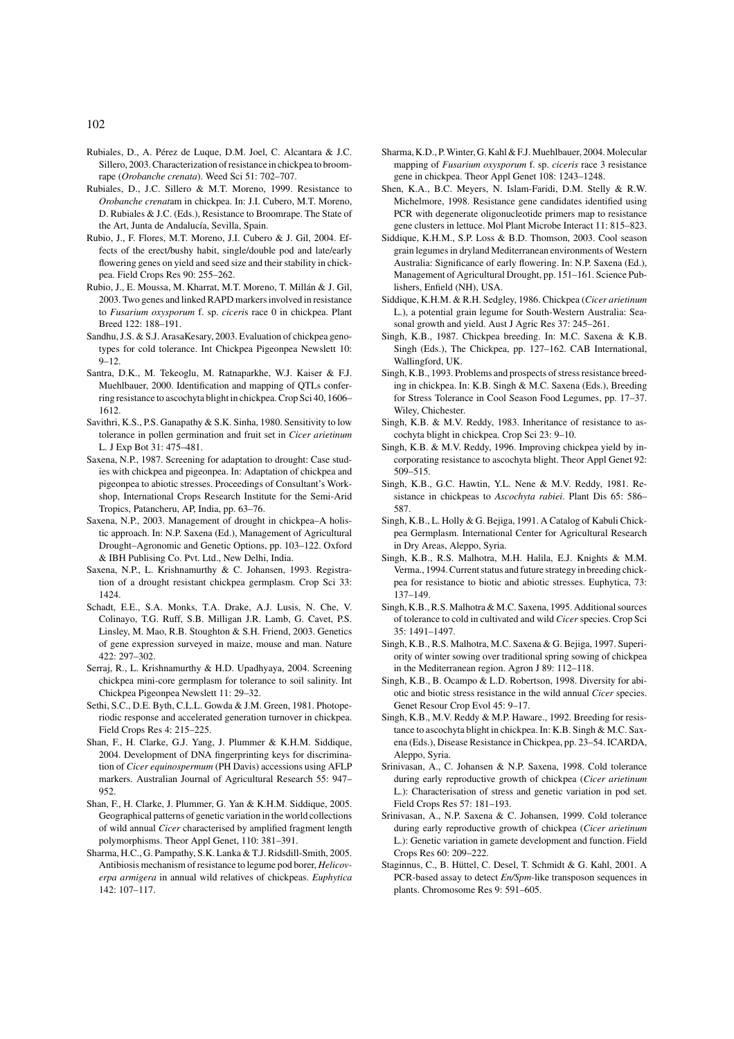Rubiales, D., A. Pérez de Luque, D.M. Joel, C. Alcantara & J.C. Sillero, 2003. Characterization of resistance in chickpea to broomrape (*Orobanche crenata*). Weed Sci 51: 702–707.

Rubiales, D., J.C. Sillero & M.T. Moreno, 1999. Resistance to *Orobanche crenata*m in chickpea. In: J.I. Cubero, M.T. Moreno, D. Rubiales & J.C. (Eds.), Resistance to Broomrape. The State of the Art, Junta de Andalucía, Sevilla, Spain.

Rubio, J., F. Flores, M.T. Moreno, J.I. Cubero & J. Gil, 2004. Effects of the erect/bushy habit, single/double pod and late/early flowering genes on yield and seed size and their stability in chickpea. Field Crops Res 90: 255–262.

Rubio, J., E. Moussa, M. Kharrat, M.T. Moreno, T. Millán & J. Gil, 2003. Two genes and linked RAPD markers involved in resistance to *Fusarium oxysporum* f. sp. *ciceri*s race 0 in chickpea. Plant Breed 122: 188–191.

Sandhu, J.S. & S.J. ArasaKesary, 2003. Evaluation of chickpea genotypes for cold tolerance. Int Chickpea Pigeonpea Newslett 10: 9–12.

Santra, D.K., M. Tekeoglu, M. Ratnaparkhe, W.J. Kaiser & F.J. Muehlbauer, 2000. Identification and mapping of QTLs conferring resistance to ascochyta blight in chickpea. Crop Sci 40, 1606–1612.

Savithri, K.S., P.S. Ganapathy & S.K. Sinha, 1980. Sensitivity to low tolerance in pollen germination and fruit set in *Cicer arietinum* L. J Exp Bot 31: 475–481.

Saxena, N.P., 1987. Screening for adaptation to drought: Case studies with chickpea and pigeonpea. In: Adaptation of chickpea and pigeonpea to abiotic stresses. Proceedings of Consultant's Workshop, International Crops Research Institute for the Semi-Arid Tropics, Patancheru, AP, India, pp. 63–76.

Saxena, N.P., 2003. Management of drought in chickpea–A holistic approach. In: N.P. Saxena (Ed.), Management of Agricultural Drought–Agronomic and Genetic Options, pp. 103–122. Oxford & IBH Publising Co. Pvt. Ltd., New Delhi, India.

Saxena, N.P., L. Krishnamurthy & C. Johansen, 1993. Registration of a drought resistant chickpea germplasm. Crop Sci 33: 1424.

Schadt, E.E., S.A. Monks, T.A. Drake, A.J. Lusis, N. Che, V. Colinayo, T.G. Ruff, S.B. Milligan J.R. Lamb, G. Cavet, P.S. Linsley, M. Mao, R.B. Stoughton & S.H. Friend, 2003. Genetics of gene expression surveyed in maize, mouse and man. Nature 422: 297–302.

Serraj, R., L. Krishnamurthy & H.D. Upadhyaya, 2004. Screening chickpea mini-core germplasm for tolerance to soil salinity. Int Chickpea Pigeonpea Newslett 11: 29–32.

Sethi, S.C., D.E. Byth, C.L.L. Gowda & J.M. Green, 1981. Photoperiodic response and accelerated generation turnover in chickpea. Field Crops Res 4: 215–225.

Shan, F., H. Clarke, G.J. Yang, J. Plummer & K.H.M. Siddique, 2004. Development of DNA fingerprinting keys for discrimination of *Cicer equinospermum* (PH Davis) accessions using AFLP markers. Australian Journal of Agricultural Research 55: 947–952.

Shan, F., H. Clarke, J. Plummer, G. Yan & K.H.M. Siddique, 2005. Geographical patterns of genetic variation in the world collections of wild annual *Cicer* characterised by amplified fragment length polymorphisms. Theor Appl Genet, 110: 381–391.

Sharma, H.C., G. Pampathy, S.K. Lanka & T.J. Ridsdill-Smith, 2005. Antibiosis mechanism of resistance to legume pod borer, *Helicoverpa armigera* in annual wild relatives of chickpeas. *Euphytica* 142: 107–117.

Sharma, K.D., P. Winter, G. Kahl & F.J. Muehlbauer, 2004. Molecular mapping of *Fusarium oxysporum* f. sp. *ciceris* race 3 resistance gene in chickpea. Theor Appl Genet 108: 1243–1248.

Shen, K.A., B.C. Meyers, N. Islam-Faridi, D.M. Stelly & R.W. Michelmore, 1998. Resistance gene candidates identified using PCR with degenerate oligonucleotide primers map to resistance gene clusters in lettuce. Mol Plant Microbe Interact 11: 815–823.

Siddique, K.H.M., S.P. Loss & B.D. Thomson, 2003. Cool season grain legumes in dryland Mediterranean environments of Western Australia: Significance of early flowering. In: N.P. Saxena (Ed.), Management of Agricultural Drought, pp. 151–161. Science Publishers, Enfield (NH), USA.

Siddique, K.H.M. & R.H. Sedgley, 1986. Chickpea (*Cicer arietinum* L.), a potential grain legume for South-Western Australia: Seasonal growth and yield. Aust J Agric Res 37: 245–261.

Singh, K.B., 1987. Chickpea breeding. In: M.C. Saxena & K.B. Singh (Eds.), The Chickpea, pp. 127–162. CAB International, Wallingford, UK.

Singh, K.B., 1993. Problems and prospects of stress resistance breeding in chickpea. In: K.B. Singh & M.C. Saxena (Eds.), Breeding for Stress Tolerance in Cool Season Food Legumes, pp. 17–37. Wiley, Chichester.

Singh, K.B. & M.V. Reddy, 1983. Inheritance of resistance to ascochyta blight in chickpea. Crop Sci 23: 9–10.

Singh, K.B. & M.V. Reddy, 1996. Improving chickpea yield by incorporating resistance to ascochyta blight. Theor Appl Genet 92: 509–515.

Singh, K.B., G.C. Hawtin, Y.L. Nene & M.V. Reddy, 1981. Resistance in chickpeas to *Ascochyta rabiei*. Plant Dis 65: 586–587.

Singh, K.B., L. Holly & G. Bejiga, 1991. A Catalog of Kabuli Chickpea Germplasm. International Center for Agricultural Research in Dry Areas, Aleppo, Syria.

Singh, K.B., R.S. Malhotra, M.H. Halila, E.J. Knights & M.M. Verma., 1994. Current status and future strategy in breeding chickpea for resistance to biotic and abiotic stresses. Euphytica, 73: 137–149.

Singh, K.B., R.S. Malhotra & M.C. Saxena, 1995. Additional sources of tolerance to cold in cultivated and wild *Cicer* species. Crop Sci 35: 1491–1497.

Singh, K.B., R.S. Malhotra, M.C. Saxena & G. Bejiga, 1997. Superiority of winter sowing over traditional spring sowing of chickpea in the Mediterranean region. Agron J 89: 112–118.

Singh, K.B., B. Ocampo & L.D. Robertson, 1998. Diversity for abiotic and biotic stress resistance in the wild annual *Cicer* species. Genet Resour Crop Evol 45: 9–17.

Singh, K.B., M.V. Reddy & M.P. Haware., 1992. Breeding for resistance to ascochyta blight in chickpea. In: K.B. Singh & M.C. Saxena (Eds.), Disease Resistance in Chickpea, pp. 23–54. ICARDA, Aleppo, Syria.

Srinivasan, A., C. Johansen & N.P. Saxena, 1998. Cold tolerance during early reproductive growth of chickpea (*Cicer arietinum* L.): Characterisation of stress and genetic variation in pod set. Field Crops Res 57: 181–193.

Srinivasan, A., N.P. Saxena & C. Johansen, 1999. Cold tolerance during early reproductive growth of chickpea (*Cicer arietinum* L.): Genetic variation in gamete development and function. Field Crops Res 60: 209–222.

Staginnus, C., B. Hüttel, C. Desel, T. Schmidt & G. Kahl, 2001. A PCR-based assay to detect *En/Spm*-like transposon sequences in plants. Chromosome Res 9: 591–605.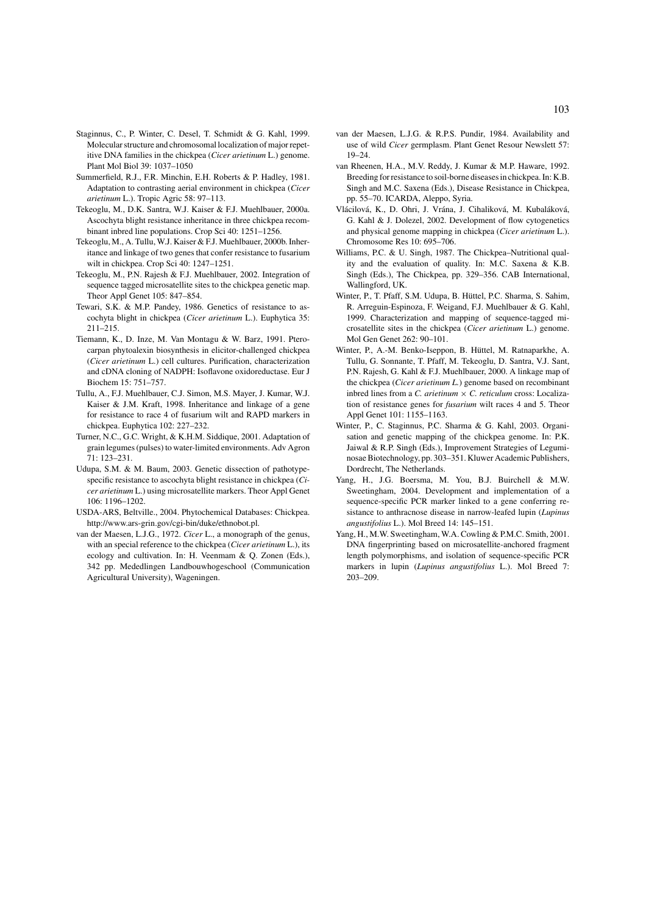Staginnus, C., P. Winter, C. Desel, T. Schmidt & G. Kahl, 1999. Molecular structure and chromosomal localization of major repetitive DNA families in the chickpea (*Cicer arietinum* L.) genome. Plant Mol Biol 39: 1037–1050

Summerfield, R.J., F.R. Minchin, E.H. Roberts & P. Hadley, 1981. Adaptation to contrasting aerial environment in chickpea (*Cicer arietinum* L.). Tropic Agric 58: 97–113.

Tekeoglu, M., D.K. Santra, W.J. Kaiser & F.J. Muehlbauer, 2000a. Ascochyta blight resistance inheritance in three chickpea recombinant inbred line populations. Crop Sci 40: 1251–1256.

Tekeoglu, M., A. Tullu, W.J. Kaiser & F.J. Muehlbauer, 2000b. Inheritance and linkage of two genes that confer resistance to fusarium wilt in chickpea. Crop Sci 40: 1247–1251.

Tekeoglu, M., P.N. Rajesh & F.J. Muehlbauer, 2002. Integration of sequence tagged microsatellite sites to the chickpea genetic map. Theor Appl Genet 105: 847–854.

Tewari, S.K. & M.P. Pandey, 1986. Genetics of resistance to ascochyta blight in chickpea (*Cicer arietinum* L.). Euphytica 35: 211–215.

Tiemann, K., D. Inze, M. Van Montagu & W. Barz, 1991. Pterocarpan phytoalexin biosynthesis in elicitor-challenged chickpea (*Cicer arietinum* L.) cell cultures. Purification, characterization and cDNA cloning of NADPH: Isoflavone oxidoreductase. Eur J Biochem 15: 751–757.

Tullu, A., F.J. Muehlbauer, C.J. Simon, M.S. Mayer, J. Kumar, W.J. Kaiser & J.M. Kraft, 1998. Inheritance and linkage of a gene for resistance to race 4 of fusarium wilt and RAPD markers in chickpea. Euphytica 102: 227–232.

Turner, N.C., G.C. Wright, & K.H.M. Siddique, 2001. Adaptation of grain legumes (pulses) to water-limited environments. Adv Agron 71: 123–231.

Udupa, S.M. & M. Baum, 2003. Genetic dissection of pathotype-specific resistance to ascochyta blight resistance in chickpea (*Cicer arietinum* L.) using microsatellite markers. Theor Appl Genet 106: 1196–1202.

USDA-ARS, Beltville., 2004. Phytochemical Databases: Chickpea. http://www.ars-grin.gov/cgi-bin/duke/ethnobot.pl.

van der Maesen, L.J.G., 1972. *Cicer* L., a monograph of the genus, with an special reference to the chickpea (*Cicer arietinum* L.), its ecology and cultivation. In: H. Veenmam & Q. Zonen (Eds.), 342 pp. Mededlingen Landbouwhogeschool (Communication Agricultural University), Wageningen.

van der Maesen, L.J.G. & R.P.S. Pundir, 1984. Availability and use of wild *Cicer* germplasm. Plant Genet Resour Newslett 57: 19–24.

van Rheenen, H.A., M.V. Reddy, J. Kumar & M.P. Haware, 1992. Breeding for resistance to soil-borne diseases in chickpea. In: K.B. Singh and M.C. Saxena (Eds.), Disease Resistance in Chickpea, pp. 55–70. ICARDA, Aleppo, Syria.

Vlácilová, K., D. Ohri, J. Vrána, J. Cihaliková, M. Kubaláková, G. Kahl & J. Dolezel, 2002. Development of flow cytogenetics and physical genome mapping in chickpea (*Cicer arietinum* L.). Chromosome Res 10: 695–706.

Williams, P.C. & U. Singh, 1987. The Chickpea–Nutritional quality and the evaluation of quality. In: M.C. Saxena & K.B. Singh (Eds.), The Chickpea, pp. 329–356. CAB International, Wallingford, UK.

Winter, P., T. Pfaff, S.M. Udupa, B. Hüttel, P.C. Sharma, S. Sahim, R. Arreguin-Espinoza, F. Weigand, F.J. Muehlbauer & G. Kahl, 1999. Characterization and mapping of sequence-tagged microsatellite sites in the chickpea (*Cicer arietinum* L.) genome. Mol Gen Genet 262: 90–101.

Winter, P., A.-M. Benko-Iseppon, B. Hüttel, M. Ratnaparkhe, A. Tullu, G. Sonnante, T. Pfaff, M. Tekeoglu, D. Santra, V.J. Sant, P.N. Rajesh, G. Kahl & F.J. Muehlbauer, 2000. A linkage map of the chickpea (*Cicer arietinum L.*) genome based on recombinant inbred lines from a *C. arietinum* × *C. reticulum* cross: Localization of resistance genes for *fusarium* wilt races 4 and 5. Theor Appl Genet 101: 1155–1163.

Winter, P., C. Staginnus, P.C. Sharma & G. Kahl, 2003. Organisation and genetic mapping of the chickpea genome. In: P.K. Jaiwal & R.P. Singh (Eds.), Improvement Strategies of Leguminosae Biotechnology, pp. 303–351. Kluwer Academic Publishers, Dordrecht, The Netherlands.

Yang, H., J.G. Boersma, M. You, B.J. Buirchell & M.W. Sweetingham, 2004. Development and implementation of a sequence-specific PCR marker linked to a gene conferring resistance to anthracnose disease in narrow-leafed lupin (*Lupinus angustifolius* L.). Mol Breed 14: 145–151.

Yang, H., M.W. Sweetingham, W.A. Cowling & P.M.C. Smith, 2001. DNA fingerprinting based on microsatellite-anchored fragment length polymorphisms, and isolation of sequence-specific PCR markers in lupin (*Lupinus angustifolius* L.). Mol Breed 7: 203–209.